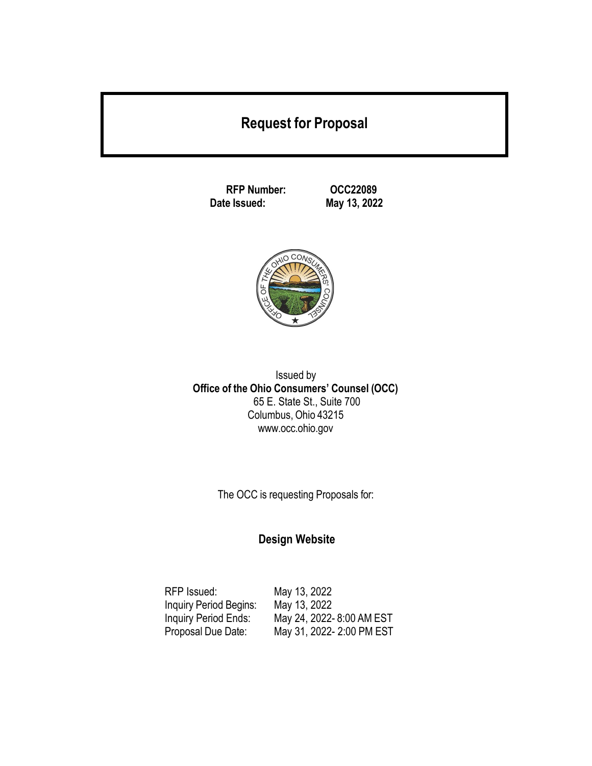# Request for Proposal

**RFP Number:** **OCC22089**
**Date Issued:** **May 13, 2022**

Issued by
**Office of the Ohio Consumers' Counsel (OCC)**
65 E. State St., Suite 700
Columbus, Ohio 43215
www.occ.ohio.gov

The OCC is requesting Proposals for:

## Design Website

| | |
|---|---|
| RFP Issued: | May 13, 2022 |
| Inquiry Period Begins: | May 13, 2022 |
| Inquiry Period Ends: | May 24, 2022- 8:00 AM EST |
| Proposal Due Date: | May 31, 2022- 2:00 PM EST |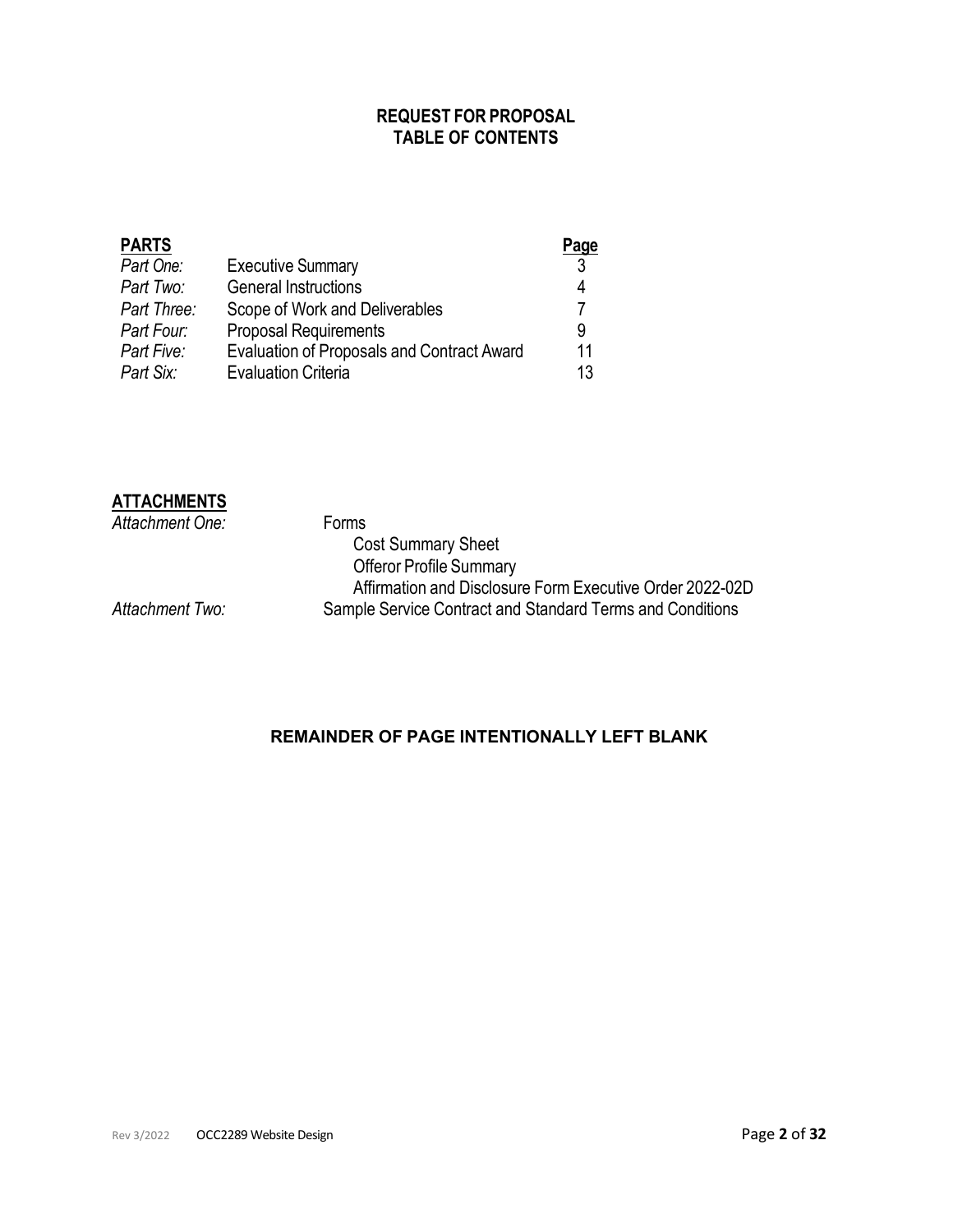## REQUEST FOR PROPOSAL
## TABLE OF CONTENTS

| **PARTS** | | **Page** |
|---|---|---|
| *Part One:* | Executive Summary | 3 |
| *Part Two:* | General Instructions | 4 |
| *Part Three:* | Scope of Work and Deliverables | 7 |
| *Part Four:* | Proposal Requirements | 9 |
| *Part Five:* | Evaluation of Proposals and Contract Award | 11 |
| *Part Six:* | Evaluation Criteria | 13 |

**ATTACHMENTS**

*Attachment One:* Forms
- Cost Summary Sheet
- Offeror Profile Summary
- Affirmation and Disclosure Form Executive Order 2022-02D

*Attachment Two:* Sample Service Contract and Standard Terms and Conditions

**REMAINDER OF PAGE INTENTIONALLY LEFT BLANK**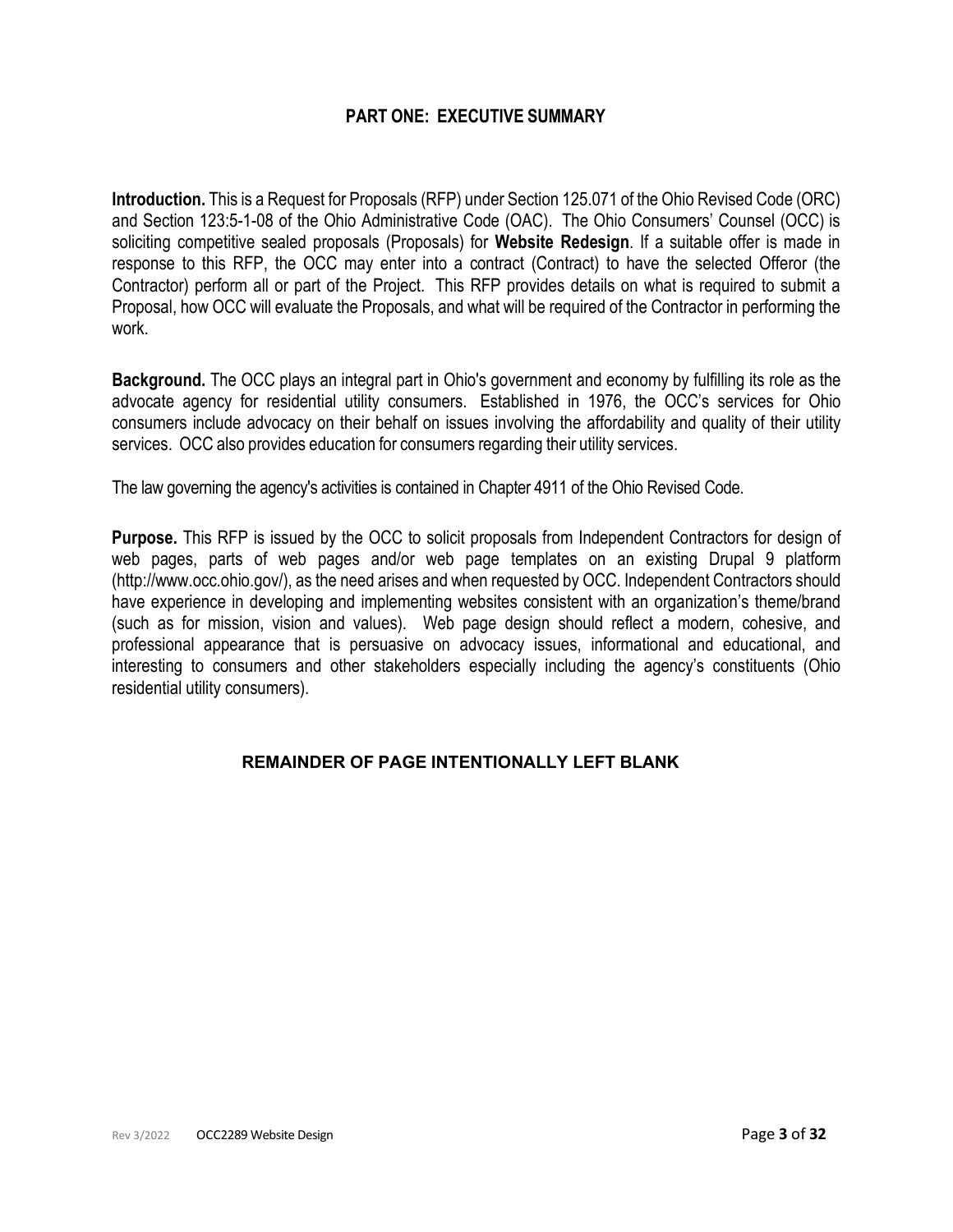# PART ONE: EXECUTIVE SUMMARY

**Introduction.** This is a Request for Proposals (RFP) under Section 125.071 of the Ohio Revised Code (ORC) and Section 123:5-1-08 of the Ohio Administrative Code (OAC). The Ohio Consumers' Counsel (OCC) is soliciting competitive sealed proposals (Proposals) for **Website Redesign**. If a suitable offer is made in response to this RFP, the OCC may enter into a contract (Contract) to have the selected Offeror (the Contractor) perform all or part of the Project. This RFP provides details on what is required to submit a Proposal, how OCC will evaluate the Proposals, and what will be required of the Contractor in performing the work.

**Background.** The OCC plays an integral part in Ohio's government and economy by fulfilling its role as the advocate agency for residential utility consumers. Established in 1976, the OCC's services for Ohio consumers include advocacy on their behalf on issues involving the affordability and quality of their utility services. OCC also provides education for consumers regarding their utility services.

The law governing the agency's activities is contained in Chapter 4911 of the Ohio Revised Code.

**Purpose.** This RFP is issued by the OCC to solicit proposals from Independent Contractors for design of web pages, parts of web pages and/or web page templates on an existing Drupal 9 platform (http://www.occ.ohio.gov/), as the need arises and when requested by OCC. Independent Contractors should have experience in developing and implementing websites consistent with an organization's theme/brand (such as for mission, vision and values). Web page design should reflect a modern, cohesive, and professional appearance that is persuasive on advocacy issues, informational and educational, and interesting to consumers and other stakeholders especially including the agency's constituents (Ohio residential utility consumers).

**REMAINDER OF PAGE INTENTIONALLY LEFT BLANK**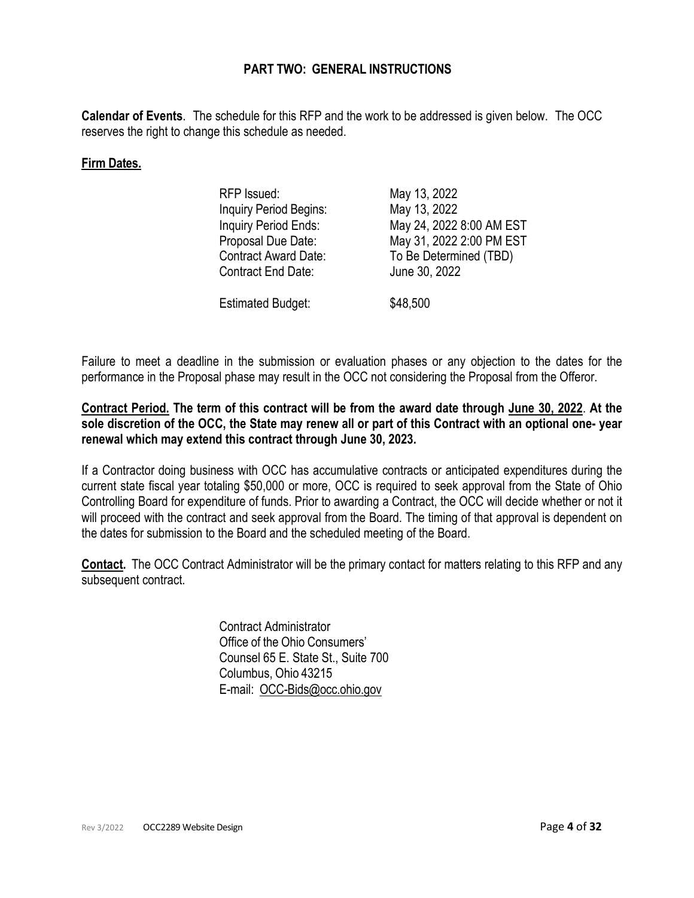## PART TWO: GENERAL INSTRUCTIONS

**Calendar of Events**. The schedule for this RFP and the work to be addressed is given below. The OCC reserves the right to change this schedule as needed.

**Firm Dates.**

| | |
|---|---|
| RFP Issued: | May 13, 2022 |
| Inquiry Period Begins: | May 13, 2022 |
| Inquiry Period Ends: | May 24, 2022 8:00 AM EST |
| Proposal Due Date: | May 31, 2022 2:00 PM EST |
| Contract Award Date: | To Be Determined (TBD) |
| Contract End Date: | June 30, 2022 |
| Estimated Budget: | $48,500 |

Failure to meet a deadline in the submission or evaluation phases or any objection to the dates for the performance in the Proposal phase may result in the OCC not considering the Proposal from the Offeror.

**Contract Period. The term of this contract will be from the award date through June 30, 2022. At the sole discretion of the OCC, the State may renew all or part of this Contract with an optional one- year renewal which may extend this contract through June 30, 2023.**

If a Contractor doing business with OCC has accumulative contracts or anticipated expenditures during the current state fiscal year totaling $50,000 or more, OCC is required to seek approval from the State of Ohio Controlling Board for expenditure of funds. Prior to awarding a Contract, the OCC will decide whether or not it will proceed with the contract and seek approval from the Board. The timing of that approval is dependent on the dates for submission to the Board and the scheduled meeting of the Board.

**Contact.** The OCC Contract Administrator will be the primary contact for matters relating to this RFP and any subsequent contract.

Contract Administrator
Office of the Ohio Consumers' Counsel 65 E. State St., Suite 700
Columbus, Ohio 43215
E-mail: OCC-Bids@occ.ohio.gov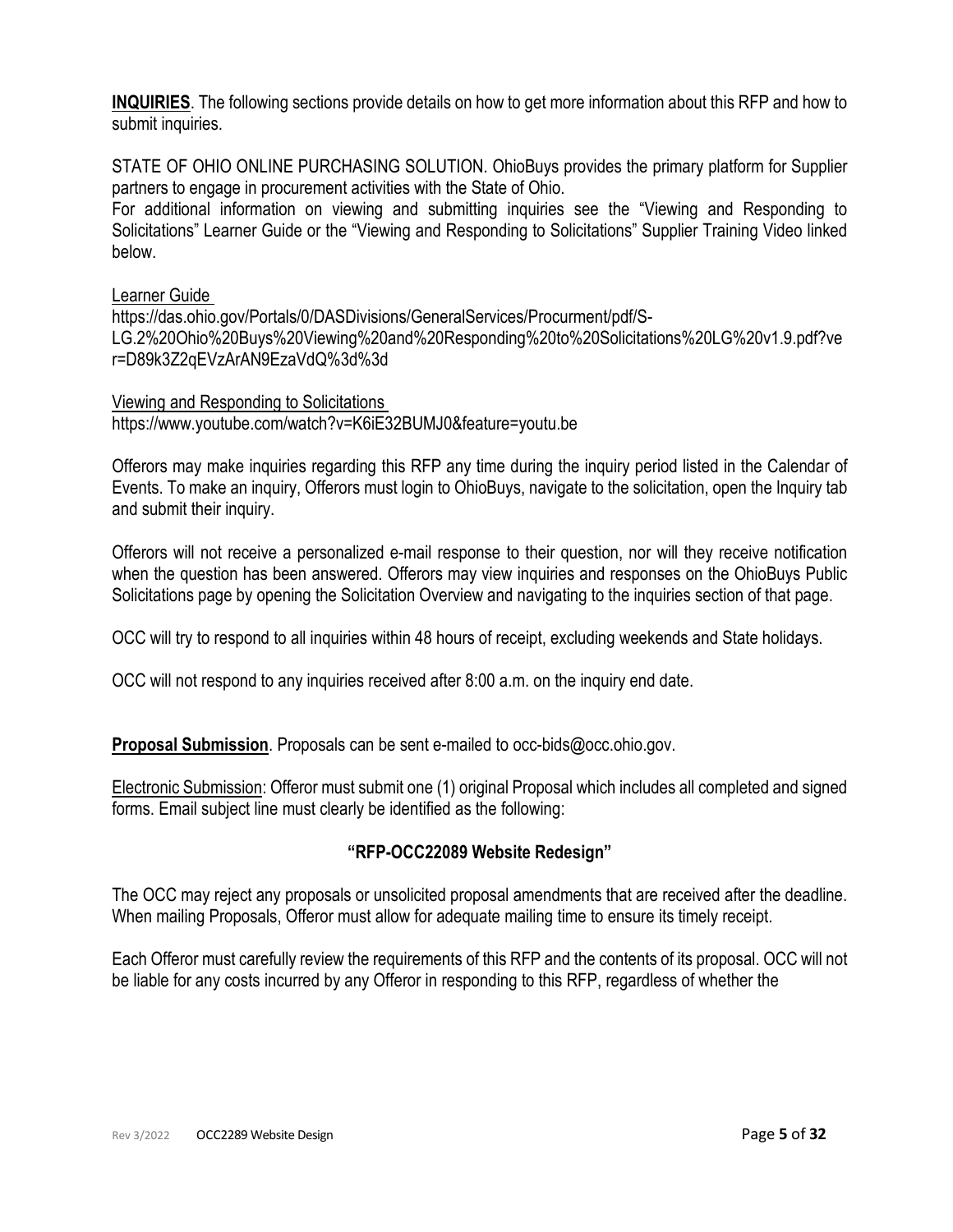**INQUIRIES**. The following sections provide details on how to get more information about this RFP and how to submit inquiries.

STATE OF OHIO ONLINE PURCHASING SOLUTION. OhioBuys provides the primary platform for Supplier partners to engage in procurement activities with the State of Ohio.

For additional information on viewing and submitting inquiries see the "Viewing and Responding to Solicitations" Learner Guide or the "Viewing and Responding to Solicitations" Supplier Training Video linked below.

Learner Guide
https://das.ohio.gov/Portals/0/DASDivisions/GeneralServices/Procurment/pdf/S-LG.2%20Ohio%20Buys%20Viewing%20and%20Responding%20to%20Solicitations%20LG%20v1.9.pdf?ver=D89k3Z2qEVzArAN9EzaVdQ%3d%3d

Viewing and Responding to Solicitations
https://www.youtube.com/watch?v=K6iE32BUMJ0&feature=youtu.be

Offerors may make inquiries regarding this RFP any time during the inquiry period listed in the Calendar of Events. To make an inquiry, Offerors must login to OhioBuys, navigate to the solicitation, open the Inquiry tab and submit their inquiry.

Offerors will not receive a personalized e-mail response to their question, nor will they receive notification when the question has been answered. Offerors may view inquiries and responses on the OhioBuys Public Solicitations page by opening the Solicitation Overview and navigating to the inquiries section of that page.

OCC will try to respond to all inquiries within 48 hours of receipt, excluding weekends and State holidays.

OCC will not respond to any inquiries received after 8:00 a.m. on the inquiry end date.

**Proposal Submission**. Proposals can be sent e-mailed to occ-bids@occ.ohio.gov.

Electronic Submission: Offeror must submit one (1) original Proposal which includes all completed and signed forms. Email subject line must clearly be identified as the following:

**"RFP-OCC22089 Website Redesign"**

The OCC may reject any proposals or unsolicited proposal amendments that are received after the deadline. When mailing Proposals, Offeror must allow for adequate mailing time to ensure its timely receipt.

Each Offeror must carefully review the requirements of this RFP and the contents of its proposal. OCC will not be liable for any costs incurred by any Offeror in responding to this RFP, regardless of whether the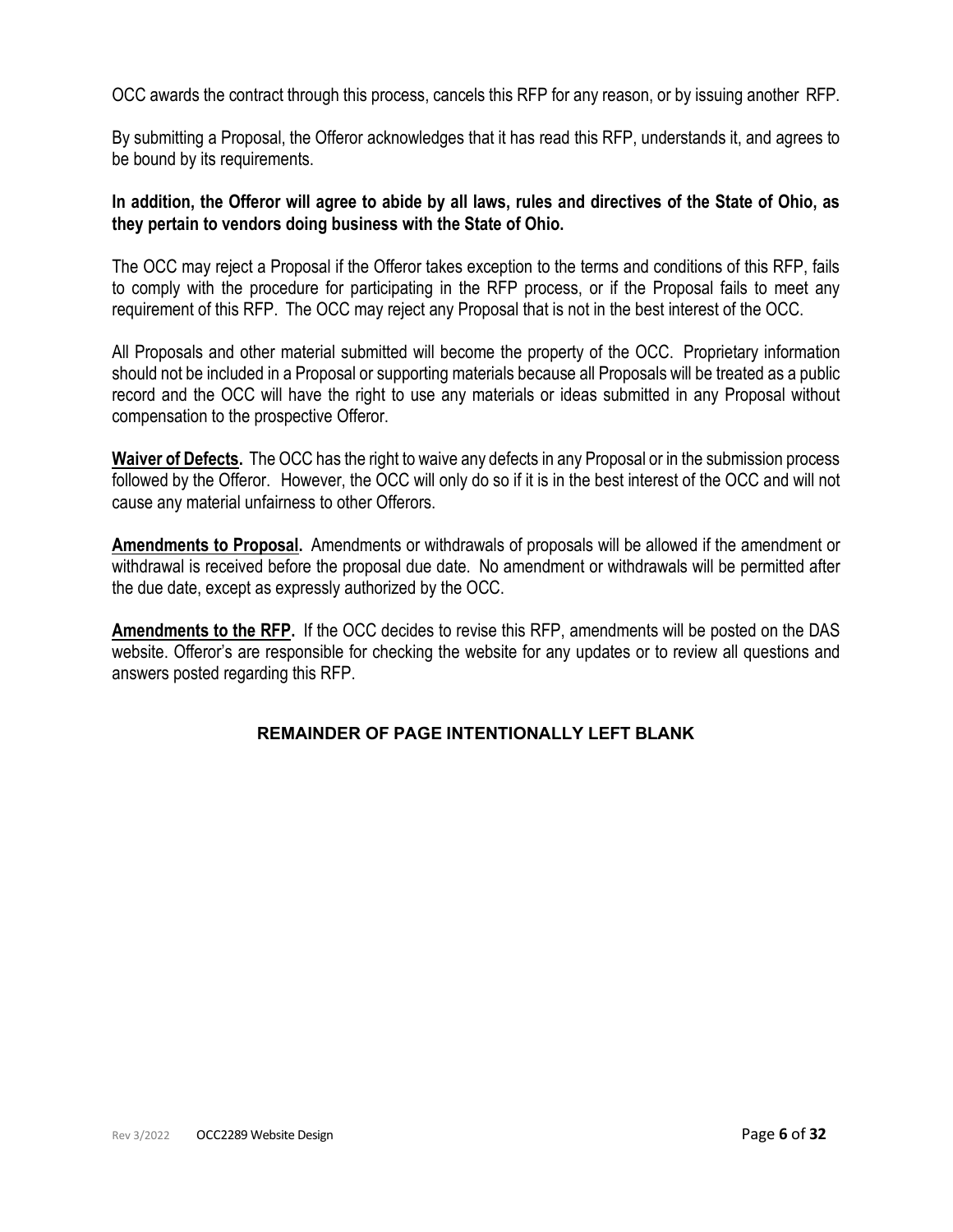OCC awards the contract through this process, cancels this RFP for any reason, or by issuing another RFP.

By submitting a Proposal, the Offeror acknowledges that it has read this RFP, understands it, and agrees to be bound by its requirements.

**In addition, the Offeror will agree to abide by all laws, rules and directives of the State of Ohio, as they pertain to vendors doing business with the State of Ohio.**

The OCC may reject a Proposal if the Offeror takes exception to the terms and conditions of this RFP, fails to comply with the procedure for participating in the RFP process, or if the Proposal fails to meet any requirement of this RFP. The OCC may reject any Proposal that is not in the best interest of the OCC.

All Proposals and other material submitted will become the property of the OCC. Proprietary information should not be included in a Proposal or supporting materials because all Proposals will be treated as a public record and the OCC will have the right to use any materials or ideas submitted in any Proposal without compensation to the prospective Offeror.

**Waiver of Defects.** The OCC has the right to waive any defects in any Proposal or in the submission process followed by the Offeror. However, the OCC will only do so if it is in the best interest of the OCC and will not cause any material unfairness to other Offerors.

**Amendments to Proposal.** Amendments or withdrawals of proposals will be allowed if the amendment or withdrawal is received before the proposal due date. No amendment or withdrawals will be permitted after the due date, except as expressly authorized by the OCC.

**Amendments to the RFP.** If the OCC decides to revise this RFP, amendments will be posted on the DAS website. Offeror's are responsible for checking the website for any updates or to review all questions and answers posted regarding this RFP.

**REMAINDER OF PAGE INTENTIONALLY LEFT BLANK**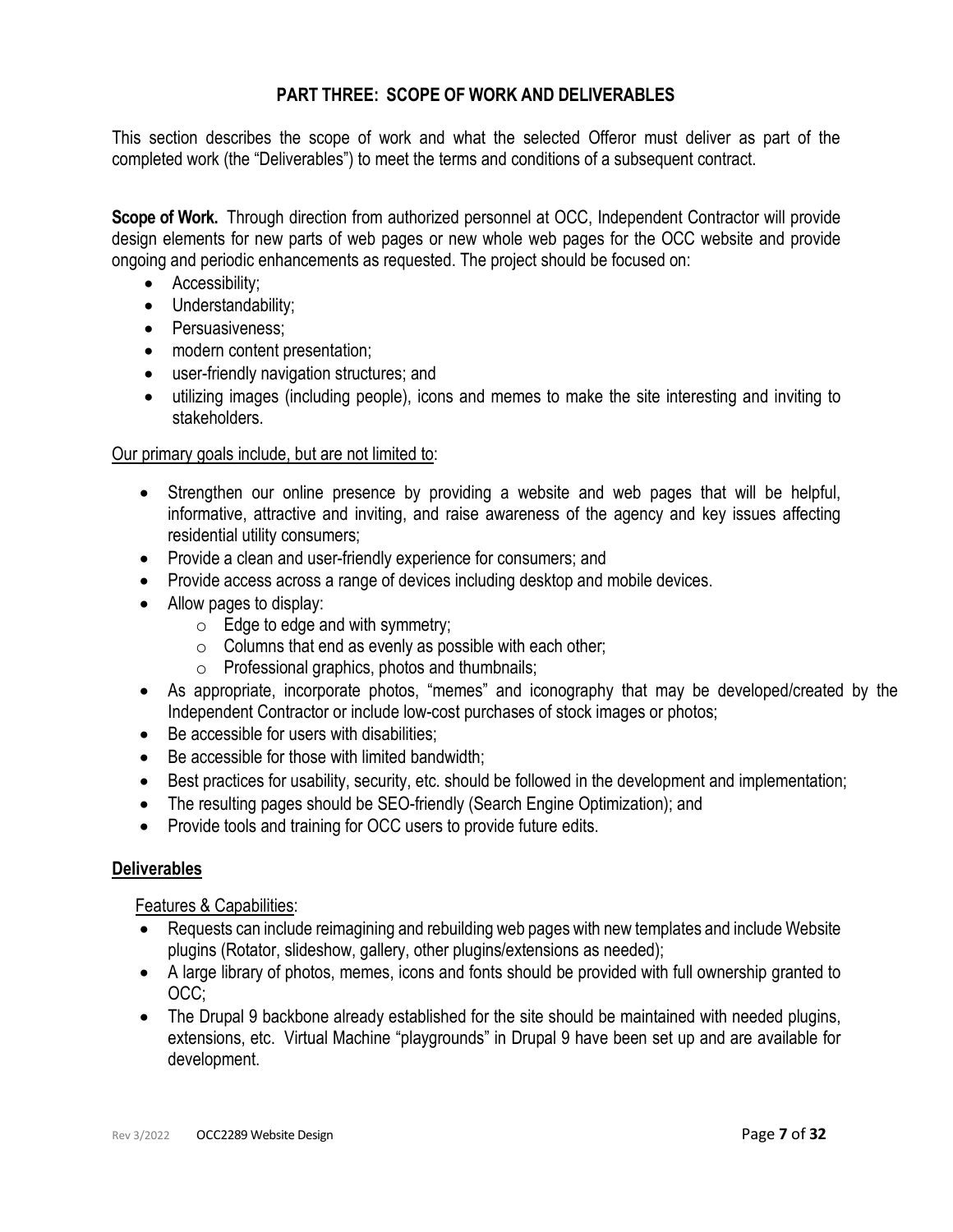## PART THREE: SCOPE OF WORK AND DELIVERABLES

This section describes the scope of work and what the selected Offeror must deliver as part of the completed work (the "Deliverables") to meet the terms and conditions of a subsequent contract.

**Scope of Work.** Through direction from authorized personnel at OCC, Independent Contractor will provide design elements for new parts of web pages or new whole web pages for the OCC website and provide ongoing and periodic enhancements as requested. The project should be focused on:

- Accessibility;
- Understandability;
- Persuasiveness;
- modern content presentation;
- user-friendly navigation structures; and
- utilizing images (including people), icons and memes to make the site interesting and inviting to stakeholders.

Our primary goals include, but are not limited to:

- Strengthen our online presence by providing a website and web pages that will be helpful, informative, attractive and inviting, and raise awareness of the agency and key issues affecting residential utility consumers;
- Provide a clean and user-friendly experience for consumers; and
- Provide access across a range of devices including desktop and mobile devices.
- Allow pages to display:
  - Edge to edge and with symmetry;
  - Columns that end as evenly as possible with each other;
  - Professional graphics, photos and thumbnails;
- As appropriate, incorporate photos, "memes" and iconography that may be developed/created by the Independent Contractor or include low-cost purchases of stock images or photos;
- Be accessible for users with disabilities;
- Be accessible for those with limited bandwidth;
- Best practices for usability, security, etc. should be followed in the development and implementation;
- The resulting pages should be SEO-friendly (Search Engine Optimization); and
- Provide tools and training for OCC users to provide future edits.

### Deliverables

Features & Capabilities:

- Requests can include reimagining and rebuilding web pages with new templates and include Website plugins (Rotator, slideshow, gallery, other plugins/extensions as needed);
- A large library of photos, memes, icons and fonts should be provided with full ownership granted to OCC;
- The Drupal 9 backbone already established for the site should be maintained with needed plugins, extensions, etc. Virtual Machine "playgrounds" in Drupal 9 have been set up and are available for development.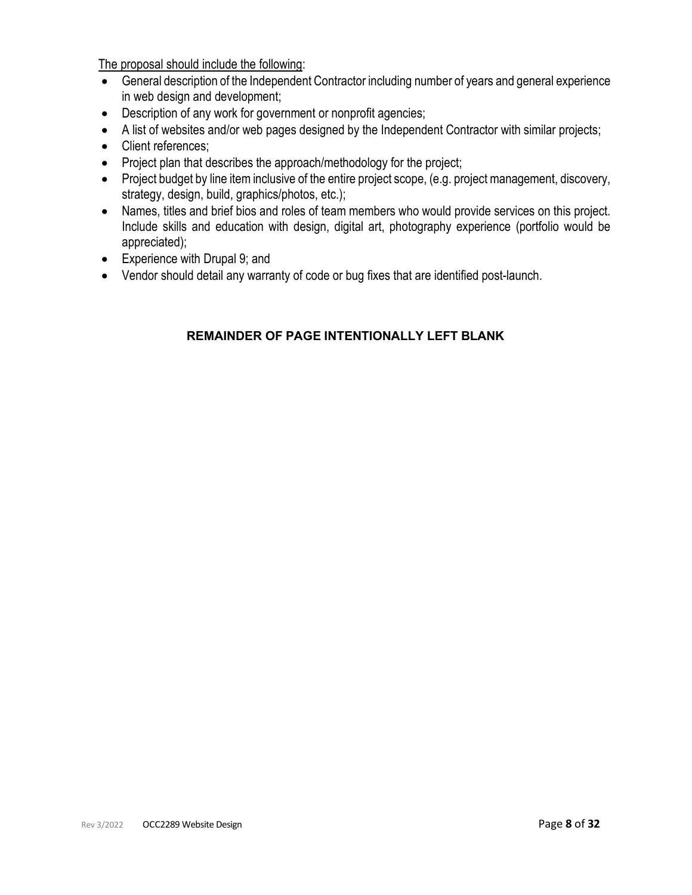<u>The proposal should include the following</u>:

- General description of the Independent Contractor including number of years and general experience in web design and development;
- Description of any work for government or nonprofit agencies;
- A list of websites and/or web pages designed by the Independent Contractor with similar projects;
- Client references;
- Project plan that describes the approach/methodology for the project;
- Project budget by line item inclusive of the entire project scope, (e.g. project management, discovery, strategy, design, build, graphics/photos, etc.);
- Names, titles and brief bios and roles of team members who would provide services on this project. Include skills and education with design, digital art, photography experience (portfolio would be appreciated);
- Experience with Drupal 9; and
- Vendor should detail any warranty of code or bug fixes that are identified post-launch.

**REMAINDER OF PAGE INTENTIONALLY LEFT BLANK**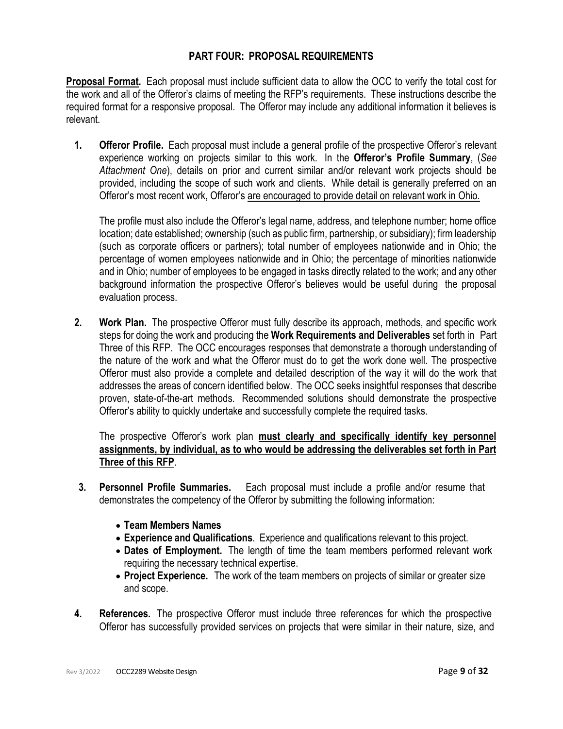## PART FOUR: PROPOSAL REQUIREMENTS

**Proposal Format.** Each proposal must include sufficient data to allow the OCC to verify the total cost for the work and all of the Offeror's claims of meeting the RFP's requirements. These instructions describe the required format for a responsive proposal. The Offeror may include any additional information it believes is relevant.

1. **Offeror Profile.** Each proposal must include a general profile of the prospective Offeror's relevant experience working on projects similar to this work. In the **Offeror's Profile Summary**, (*See Attachment One*), details on prior and current similar and/or relevant work projects should be provided, including the scope of such work and clients. While detail is generally preferred on an Offeror's most recent work, Offeror's <u>are encouraged to provide detail on relevant work in Ohio.</u>

   The profile must also include the Offeror's legal name, address, and telephone number; home office location; date established; ownership (such as public firm, partnership, or subsidiary); firm leadership (such as corporate officers or partners); total number of employees nationwide and in Ohio; the percentage of women employees nationwide and in Ohio; the percentage of minorities nationwide and in Ohio; number of employees to be engaged in tasks directly related to the work; and any other background information the prospective Offeror's believes would be useful during the proposal evaluation process.

2. **Work Plan.** The prospective Offeror must fully describe its approach, methods, and specific work steps for doing the work and producing the **Work Requirements and Deliverables** set forth in Part Three of this RFP. The OCC encourages responses that demonstrate a thorough understanding of the nature of the work and what the Offeror must do to get the work done well. The prospective Offeror must also provide a complete and detailed description of the way it will do the work that addresses the areas of concern identified below. The OCC seeks insightful responses that describe proven, state-of-the-art methods. Recommended solutions should demonstrate the prospective Offeror's ability to quickly undertake and successfully complete the required tasks.

   The prospective Offeror's work plan **<u>must clearly and specifically identify key personnel assignments, by individual, as to who would be addressing the deliverables set forth in Part Three of this RFP</u>**.

3. **Personnel Profile Summaries.** Each proposal must include a profile and/or resume that demonstrates the competency of the Offeror by submitting the following information:

   - **Team Members Names**
   - **Experience and Qualifications**. Experience and qualifications relevant to this project.
   - **Dates of Employment.** The length of time the team members performed relevant work requiring the necessary technical expertise.
   - **Project Experience.** The work of the team members on projects of similar or greater size and scope.

4. **References.** The prospective Offeror must include three references for which the prospective Offeror has successfully provided services on projects that were similar in their nature, size, and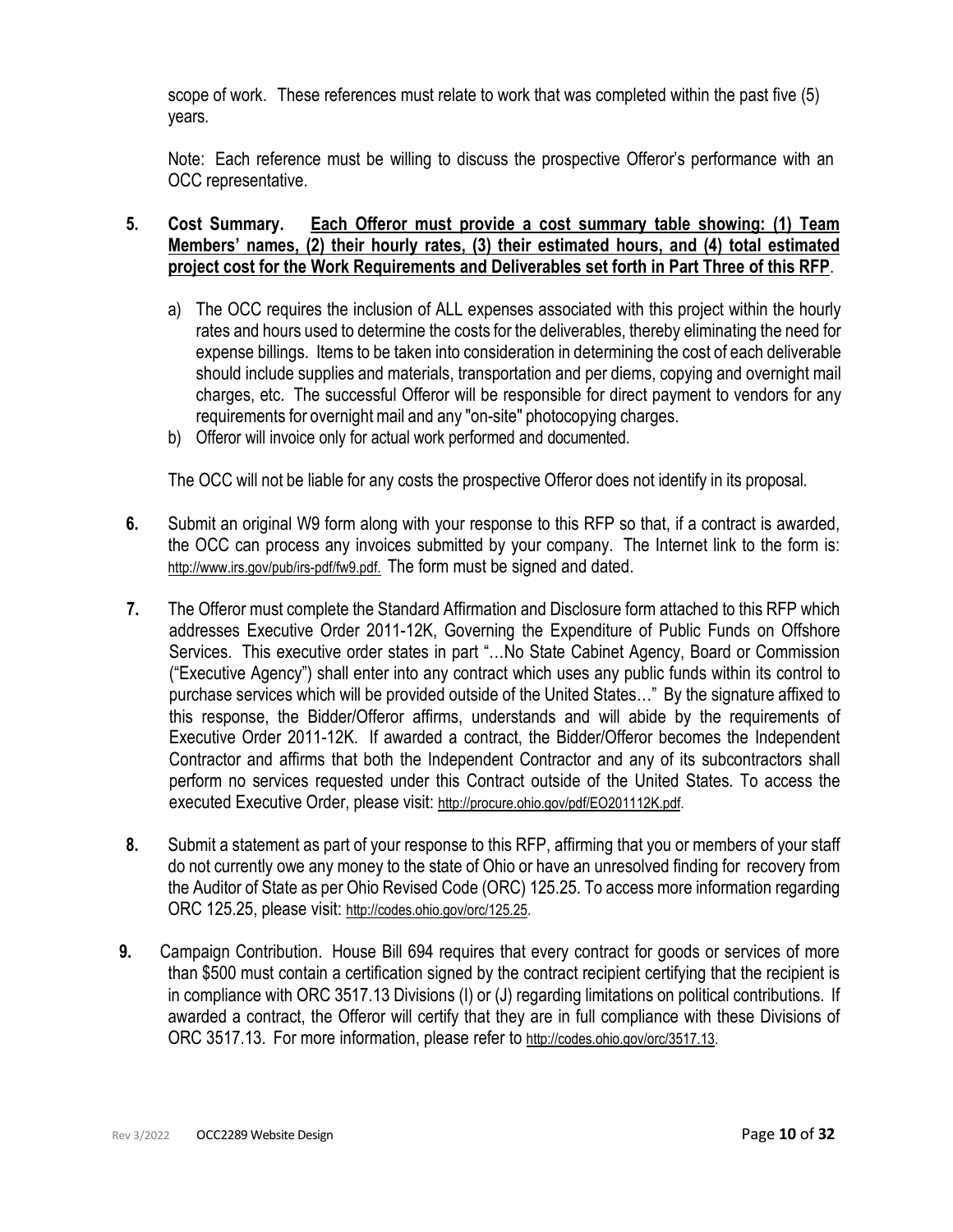scope of work. These references must relate to work that was completed within the past five (5) years.

Note: Each reference must be willing to discuss the prospective Offeror's performance with an OCC representative.

**5. Cost Summary.** **Each Offeror must provide a cost summary table showing: (1) Team Members' names, (2) their hourly rates, (3) their estimated hours, and (4) total estimated project cost for the Work Requirements and Deliverables set forth in Part Three of this RFP**.

a) The OCC requires the inclusion of ALL expenses associated with this project within the hourly rates and hours used to determine the costs for the deliverables, thereby eliminating the need for expense billings. Items to be taken into consideration in determining the cost of each deliverable should include supplies and materials, transportation and per diems, copying and overnight mail charges, etc. The successful Offeror will be responsible for direct payment to vendors for any requirements for overnight mail and any "on-site" photocopying charges.

b) Offeror will invoice only for actual work performed and documented.

The OCC will not be liable for any costs the prospective Offeror does not identify in its proposal.

**6.** Submit an original W9 form along with your response to this RFP so that, if a contract is awarded, the OCC can process any invoices submitted by your company. The Internet link to the form is: http://www.irs.gov/pub/irs-pdf/fw9.pdf. The form must be signed and dated.

**7.** The Offeror must complete the Standard Affirmation and Disclosure form attached to this RFP which addresses Executive Order 2011-12K, Governing the Expenditure of Public Funds on Offshore Services. This executive order states in part "…No State Cabinet Agency, Board or Commission ("Executive Agency") shall enter into any contract which uses any public funds within its control to purchase services which will be provided outside of the United States…" By the signature affixed to this response, the Bidder/Offeror affirms, understands and will abide by the requirements of Executive Order 2011-12K. If awarded a contract, the Bidder/Offeror becomes the Independent Contractor and affirms that both the Independent Contractor and any of its subcontractors shall perform no services requested under this Contract outside of the United States. To access the executed Executive Order, please visit: http://procure.ohio.gov/pdf/EO201112K.pdf.

**8.** Submit a statement as part of your response to this RFP, affirming that you or members of your staff do not currently owe any money to the state of Ohio or have an unresolved finding for recovery from the Auditor of State as per Ohio Revised Code (ORC) 125.25. To access more information regarding ORC 125.25, please visit: http://codes.ohio.gov/orc/125.25.

**9.** Campaign Contribution. House Bill 694 requires that every contract for goods or services of more than $500 must contain a certification signed by the contract recipient certifying that the recipient is in compliance with ORC 3517.13 Divisions (I) or (J) regarding limitations on political contributions. If awarded a contract, the Offeror will certify that they are in full compliance with these Divisions of ORC 3517.13. For more information, please refer to http://codes.ohio.gov/orc/3517.13.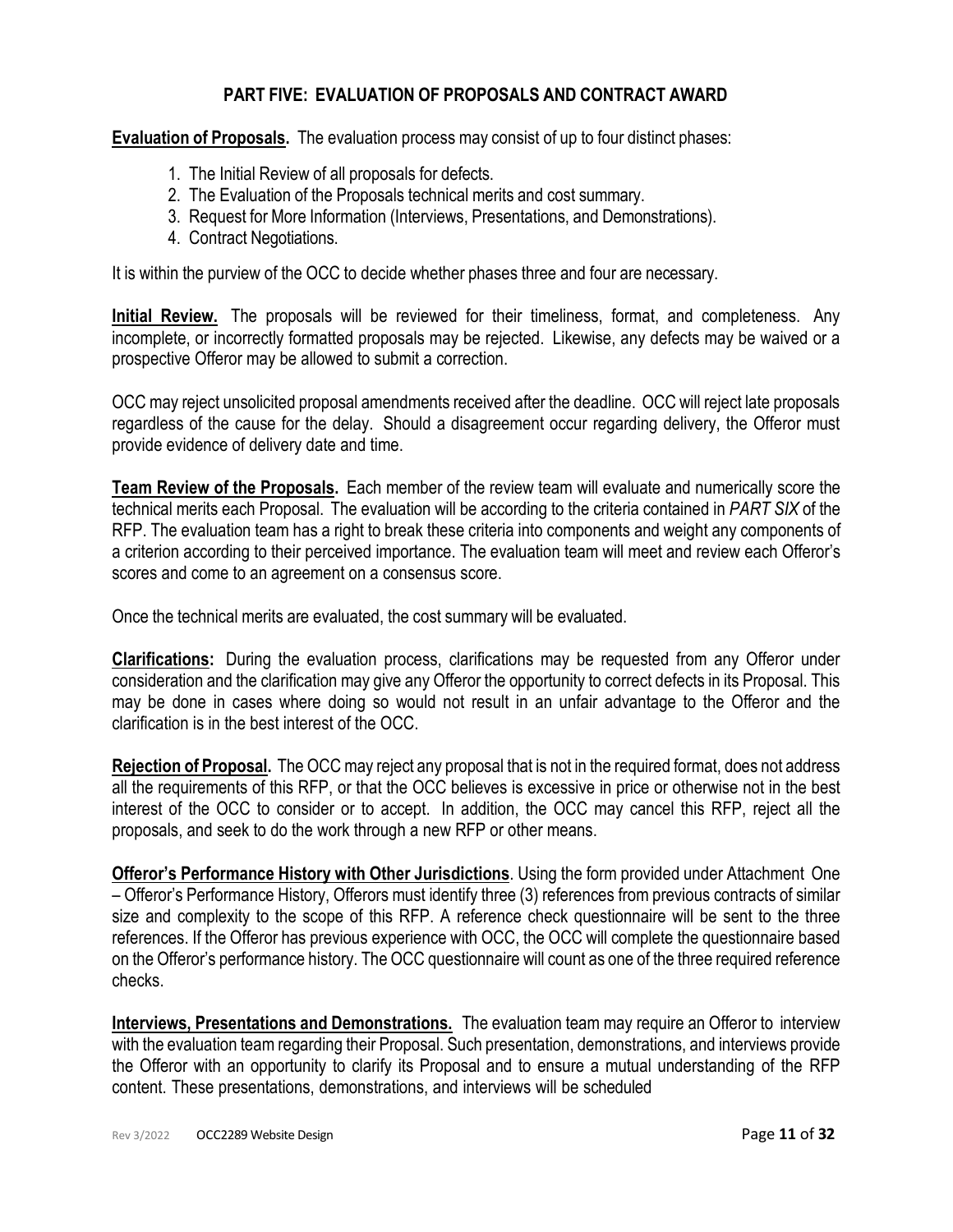## PART FIVE: EVALUATION OF PROPOSALS AND CONTRACT AWARD

**Evaluation of Proposals.** The evaluation process may consist of up to four distinct phases:

1. The Initial Review of all proposals for defects.
2. The Evaluation of the Proposals technical merits and cost summary.
3. Request for More Information (Interviews, Presentations, and Demonstrations).
4. Contract Negotiations.

It is within the purview of the OCC to decide whether phases three and four are necessary.

**Initial Review.** The proposals will be reviewed for their timeliness, format, and completeness. Any incomplete, or incorrectly formatted proposals may be rejected. Likewise, any defects may be waived or a prospective Offeror may be allowed to submit a correction.

OCC may reject unsolicited proposal amendments received after the deadline. OCC will reject late proposals regardless of the cause for the delay. Should a disagreement occur regarding delivery, the Offeror must provide evidence of delivery date and time.

**Team Review of the Proposals.** Each member of the review team will evaluate and numerically score the technical merits each Proposal. The evaluation will be according to the criteria contained in *PART SIX* of the RFP. The evaluation team has a right to break these criteria into components and weight any components of a criterion according to their perceived importance. The evaluation team will meet and review each Offeror's scores and come to an agreement on a consensus score.

Once the technical merits are evaluated, the cost summary will be evaluated.

**Clarifications:** During the evaluation process, clarifications may be requested from any Offeror under consideration and the clarification may give any Offeror the opportunity to correct defects in its Proposal. This may be done in cases where doing so would not result in an unfair advantage to the Offeror and the clarification is in the best interest of the OCC.

**Rejection of Proposal.** The OCC may reject any proposal that is not in the required format, does not address all the requirements of this RFP, or that the OCC believes is excessive in price or otherwise not in the best interest of the OCC to consider or to accept. In addition, the OCC may cancel this RFP, reject all the proposals, and seek to do the work through a new RFP or other means.

**Offeror's Performance History with Other Jurisdictions**. Using the form provided under Attachment One – Offeror's Performance History, Offerors must identify three (3) references from previous contracts of similar size and complexity to the scope of this RFP. A reference check questionnaire will be sent to the three references. If the Offeror has previous experience with OCC, the OCC will complete the questionnaire based on the Offeror's performance history. The OCC questionnaire will count as one of the three required reference checks.

**Interviews, Presentations and Demonstrations.** The evaluation team may require an Offeror to interview with the evaluation team regarding their Proposal. Such presentation, demonstrations, and interviews provide the Offeror with an opportunity to clarify its Proposal and to ensure a mutual understanding of the RFP content. These presentations, demonstrations, and interviews will be scheduled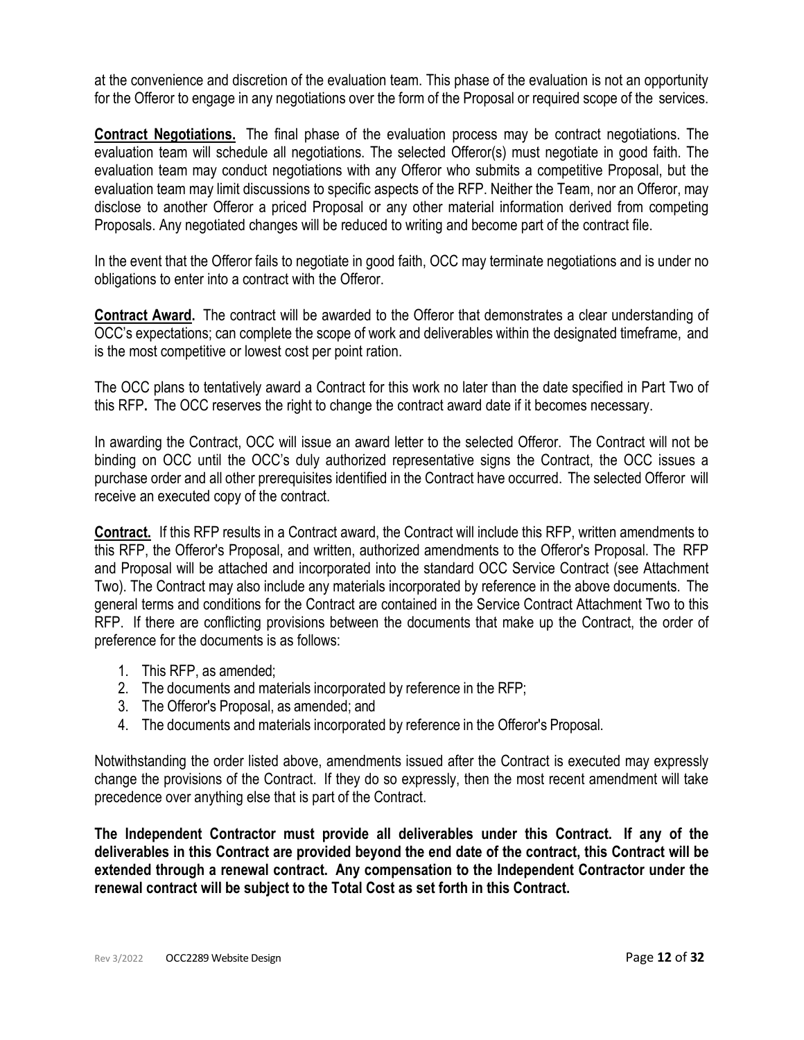at the convenience and discretion of the evaluation team. This phase of the evaluation is not an opportunity for the Offeror to engage in any negotiations over the form of the Proposal or required scope of the services.

**Contract Negotiations.** The final phase of the evaluation process may be contract negotiations. The evaluation team will schedule all negotiations. The selected Offeror(s) must negotiate in good faith. The evaluation team may conduct negotiations with any Offeror who submits a competitive Proposal, but the evaluation team may limit discussions to specific aspects of the RFP. Neither the Team, nor an Offeror, may disclose to another Offeror a priced Proposal or any other material information derived from competing Proposals. Any negotiated changes will be reduced to writing and become part of the contract file.

In the event that the Offeror fails to negotiate in good faith, OCC may terminate negotiations and is under no obligations to enter into a contract with the Offeror.

**Contract Award.** The contract will be awarded to the Offeror that demonstrates a clear understanding of OCC's expectations; can complete the scope of work and deliverables within the designated timeframe, and is the most competitive or lowest cost per point ration.

The OCC plans to tentatively award a Contract for this work no later than the date specified in Part Two of this RFP**.** The OCC reserves the right to change the contract award date if it becomes necessary.

In awarding the Contract, OCC will issue an award letter to the selected Offeror. The Contract will not be binding on OCC until the OCC's duly authorized representative signs the Contract, the OCC issues a purchase order and all other prerequisites identified in the Contract have occurred. The selected Offeror will receive an executed copy of the contract.

**Contract.** If this RFP results in a Contract award, the Contract will include this RFP, written amendments to this RFP, the Offeror's Proposal, and written, authorized amendments to the Offeror's Proposal. The RFP and Proposal will be attached and incorporated into the standard OCC Service Contract (see Attachment Two). The Contract may also include any materials incorporated by reference in the above documents. The general terms and conditions for the Contract are contained in the Service Contract Attachment Two to this RFP. If there are conflicting provisions between the documents that make up the Contract, the order of preference for the documents is as follows:

1. This RFP, as amended;
2. The documents and materials incorporated by reference in the RFP;
3. The Offeror's Proposal, as amended; and
4. The documents and materials incorporated by reference in the Offeror's Proposal.

Notwithstanding the order listed above, amendments issued after the Contract is executed may expressly change the provisions of the Contract. If they do so expressly, then the most recent amendment will take precedence over anything else that is part of the Contract.

**The Independent Contractor must provide all deliverables under this Contract. If any of the deliverables in this Contract are provided beyond the end date of the contract, this Contract will be extended through a renewal contract. Any compensation to the Independent Contractor under the renewal contract will be subject to the Total Cost as set forth in this Contract.**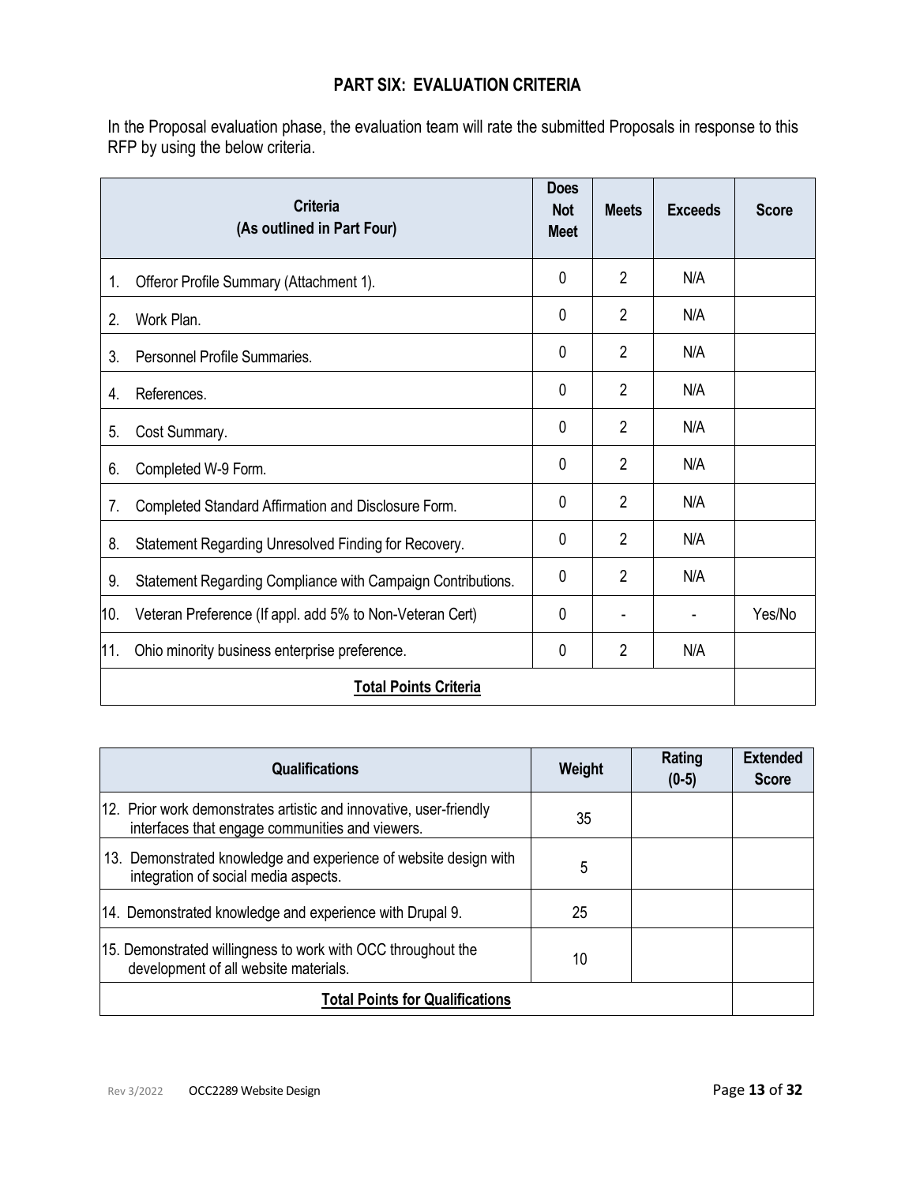## PART SIX: EVALUATION CRITERIA

In the Proposal evaluation phase, the evaluation team will rate the submitted Proposals in response to this RFP by using the below criteria.

| Criteria (As outlined in Part Four) | Does Not Meet | Meets | Exceeds | Score |
|---|---|---|---|---|
| 1. Offeror Profile Summary (Attachment 1). | 0 | 2 | N/A | |
| 2. Work Plan. | 0 | 2 | N/A | |
| 3. Personnel Profile Summaries. | 0 | 2 | N/A | |
| 4. References. | 0 | 2 | N/A | |
| 5. Cost Summary. | 0 | 2 | N/A | |
| 6. Completed W-9 Form. | 0 | 2 | N/A | |
| 7. Completed Standard Affirmation and Disclosure Form. | 0 | 2 | N/A | |
| 8. Statement Regarding Unresolved Finding for Recovery. | 0 | 2 | N/A | |
| 9. Statement Regarding Compliance with Campaign Contributions. | 0 | 2 | N/A | |
| 10. Veteran Preference (If appl. add 5% to Non-Veteran Cert) | 0 | - | - | Yes/No |
| 11. Ohio minority business enterprise preference. | 0 | 2 | N/A | |
| **Total Points Criteria** | | | | |

| Qualifications | Weight | Rating (0-5) | Extended Score |
|---|---|---|---|
| 12. Prior work demonstrates artistic and innovative, user-friendly interfaces that engage communities and viewers. | 35 | | |
| 13. Demonstrated knowledge and experience of website design with integration of social media aspects. | 5 | | |
| 14. Demonstrated knowledge and experience with Drupal 9. | 25 | | |
| 15. Demonstrated willingness to work with OCC throughout the development of all website materials. | 10 | | |
| **Total Points for Qualifications** | | | |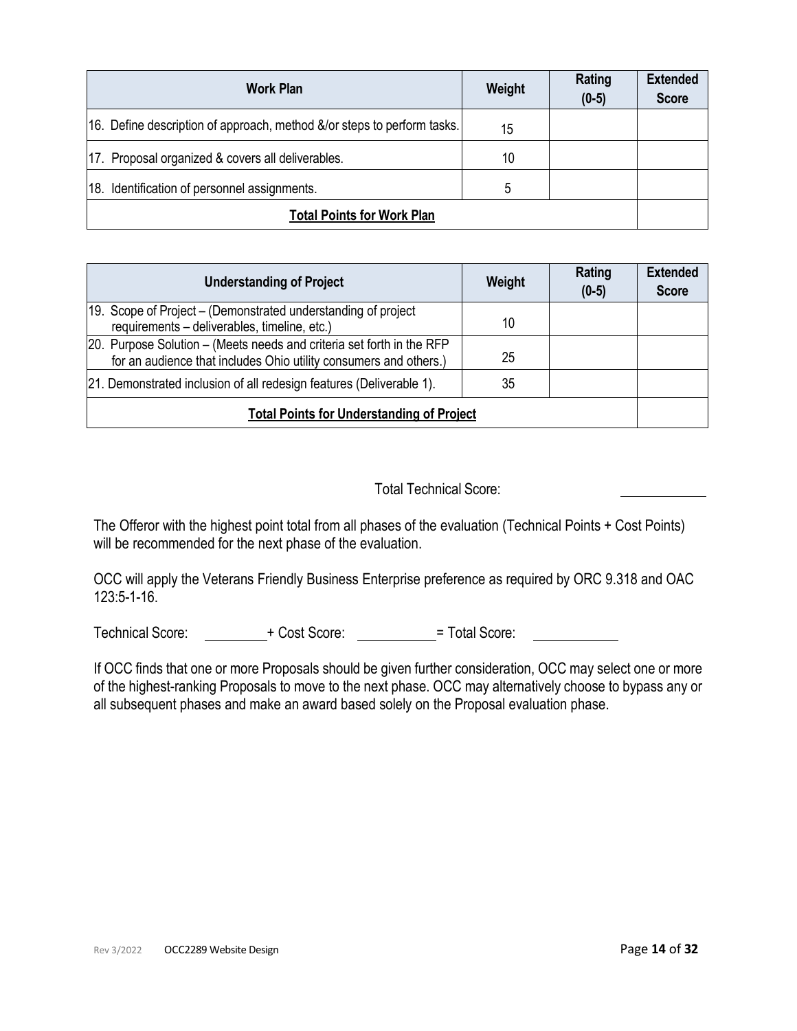| Work Plan | Weight | Rating (0-5) | Extended Score |
|---|---|---|---|
| 16. Define description of approach, method &/or steps to perform tasks. | 15 | | |
| 17. Proposal organized & covers all deliverables. | 10 | | |
| 18. Identification of personnel assignments. | 5 | | |
| **Total Points for Work Plan** | | | |

| Understanding of Project | Weight | Rating (0-5) | Extended Score |
|---|---|---|---|
| 19. Scope of Project – (Demonstrated understanding of project requirements – deliverables, timeline, etc.) | 10 | | |
| 20. Purpose Solution – (Meets needs and criteria set forth in the RFP for an audience that includes Ohio utility consumers and others.) | 25 | | |
| 21. Demonstrated inclusion of all redesign features (Deliverable 1). | 35 | | |
| **Total Points for Understanding of Project** | | | |

Total Technical Score: ____________

The Offeror with the highest point total from all phases of the evaluation (Technical Points + Cost Points) will be recommended for the next phase of the evaluation.

OCC will apply the Veterans Friendly Business Enterprise preference as required by ORC 9.318 and OAC 123:5-1-16.

Technical Score: ________ + Cost Score: __________ = Total Score: ___________

If OCC finds that one or more Proposals should be given further consideration, OCC may select one or more of the highest-ranking Proposals to move to the next phase. OCC may alternatively choose to bypass any or all subsequent phases and make an award based solely on the Proposal evaluation phase.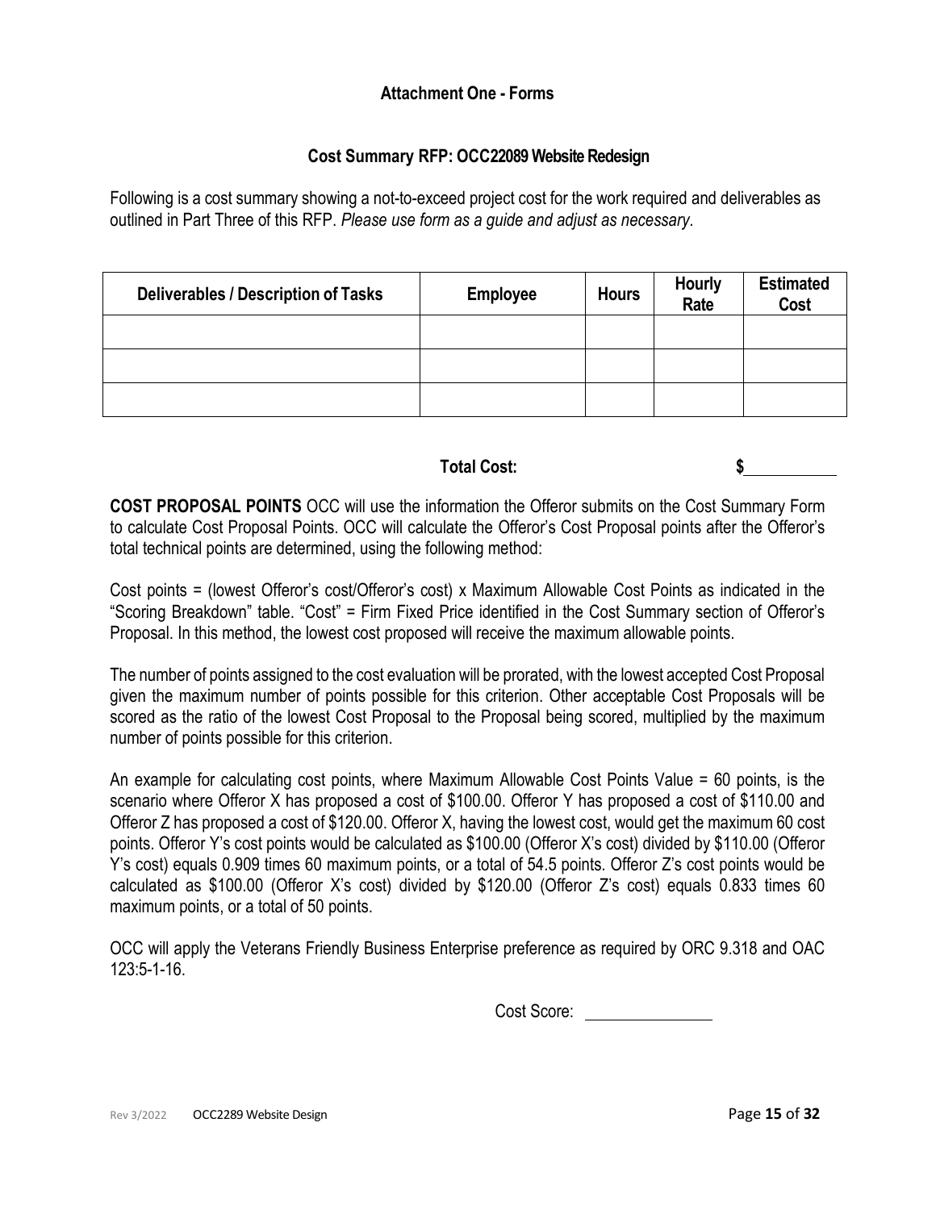## Attachment One - Forms

### Cost Summary RFP: OCC22089 Website Redesign

Following is a cost summary showing a not-to-exceed project cost for the work required and deliverables as outlined in Part Three of this RFP. *Please use form as a guide and adjust as necessary.*

| Deliverables / Description of Tasks | Employee | Hours | Hourly Rate | Estimated Cost |
|---|---|---|---|---|
| | | | | |
| | | | | |
| | | | | |

**Total Cost:** **$**\_\_\_\_\_\_\_\_\_\_

**COST PROPOSAL POINTS** OCC will use the information the Offeror submits on the Cost Summary Form to calculate Cost Proposal Points. OCC will calculate the Offeror's Cost Proposal points after the Offeror's total technical points are determined, using the following method:

Cost points = (lowest Offeror's cost/Offeror's cost) x Maximum Allowable Cost Points as indicated in the "Scoring Breakdown" table. "Cost" = Firm Fixed Price identified in the Cost Summary section of Offeror's Proposal. In this method, the lowest cost proposed will receive the maximum allowable points.

The number of points assigned to the cost evaluation will be prorated, with the lowest accepted Cost Proposal given the maximum number of points possible for this criterion. Other acceptable Cost Proposals will be scored as the ratio of the lowest Cost Proposal to the Proposal being scored, multiplied by the maximum number of points possible for this criterion.

An example for calculating cost points, where Maximum Allowable Cost Points Value = 60 points, is the scenario where Offeror X has proposed a cost of $100.00. Offeror Y has proposed a cost of $110.00 and Offeror Z has proposed a cost of $120.00. Offeror X, having the lowest cost, would get the maximum 60 cost points. Offeror Y's cost points would be calculated as $100.00 (Offeror X's cost) divided by $110.00 (Offeror Y's cost) equals 0.909 times 60 maximum points, or a total of 54.5 points. Offeror Z's cost points would be calculated as $100.00 (Offeror X's cost) divided by $120.00 (Offeror Z's cost) equals 0.833 times 60 maximum points, or a total of 50 points.

OCC will apply the Veterans Friendly Business Enterprise preference as required by ORC 9.318 and OAC 123:5-1-16.

Cost Score: \_\_\_\_\_\_\_\_\_\_\_\_\_\_\_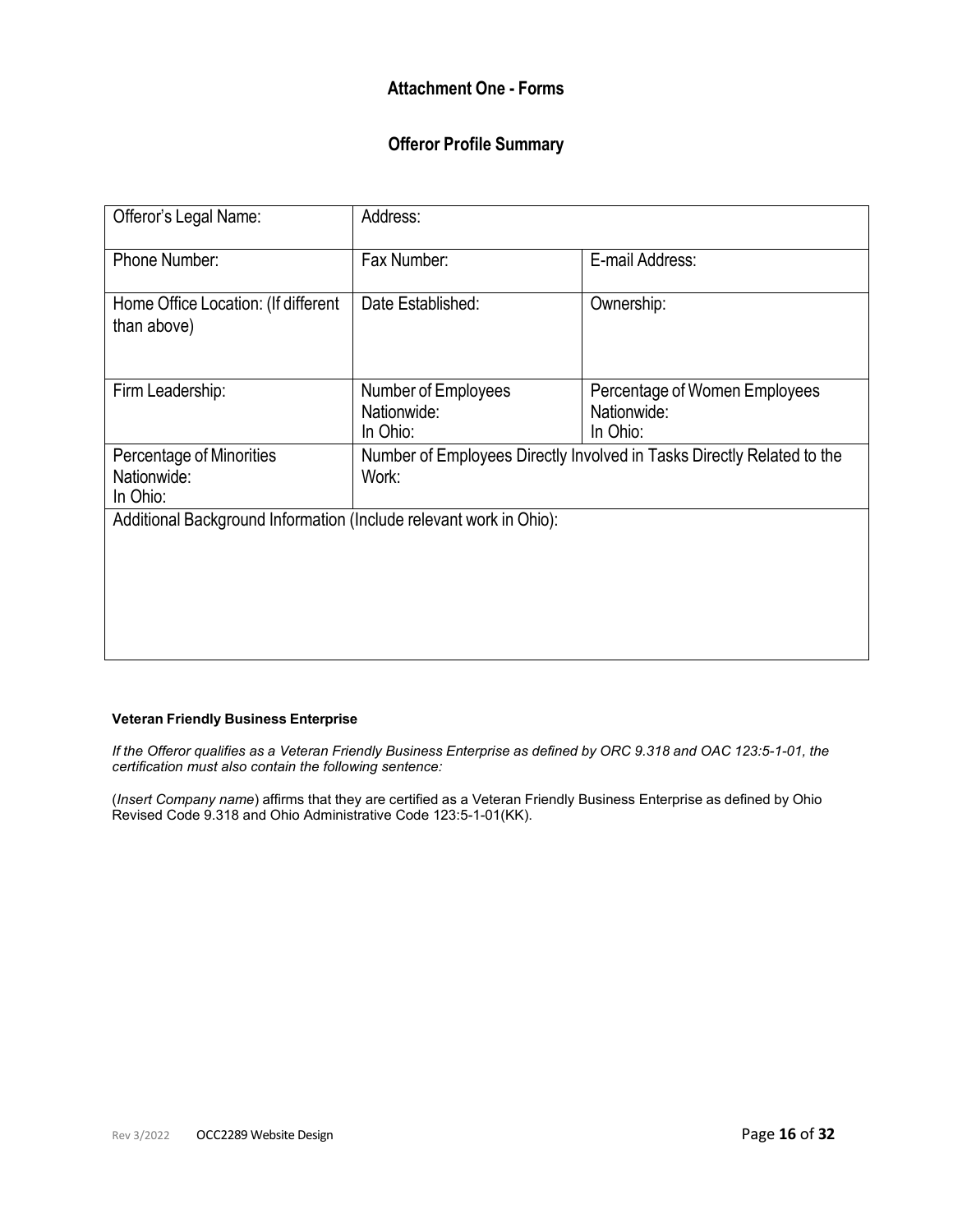## Attachment One - Forms

### Offeror Profile Summary

| Offeror's Legal Name: | Address: | |
|---|---|---|
| Phone Number: | Fax Number: | E-mail Address: |
| Home Office Location: (If different than above) | Date Established: | Ownership: |
| Firm Leadership: | Number of Employees<br>Nationwide:<br>In Ohio: | Percentage of Women Employees<br>Nationwide:<br>In Ohio: |
| Percentage of Minorities<br>Nationwide:<br>In Ohio: | Number of Employees Directly Involved in Tasks Directly Related to the Work: | |
| Additional Background Information (Include relevant work in Ohio): | | |

**Veteran Friendly Business Enterprise**

*If the Offeror qualifies as a Veteran Friendly Business Enterprise as defined by ORC 9.318 and OAC 123:5-1-01, the certification must also contain the following sentence:*

(*Insert Company name*) affirms that they are certified as a Veteran Friendly Business Enterprise as defined by Ohio Revised Code 9.318 and Ohio Administrative Code 123:5-1-01(KK).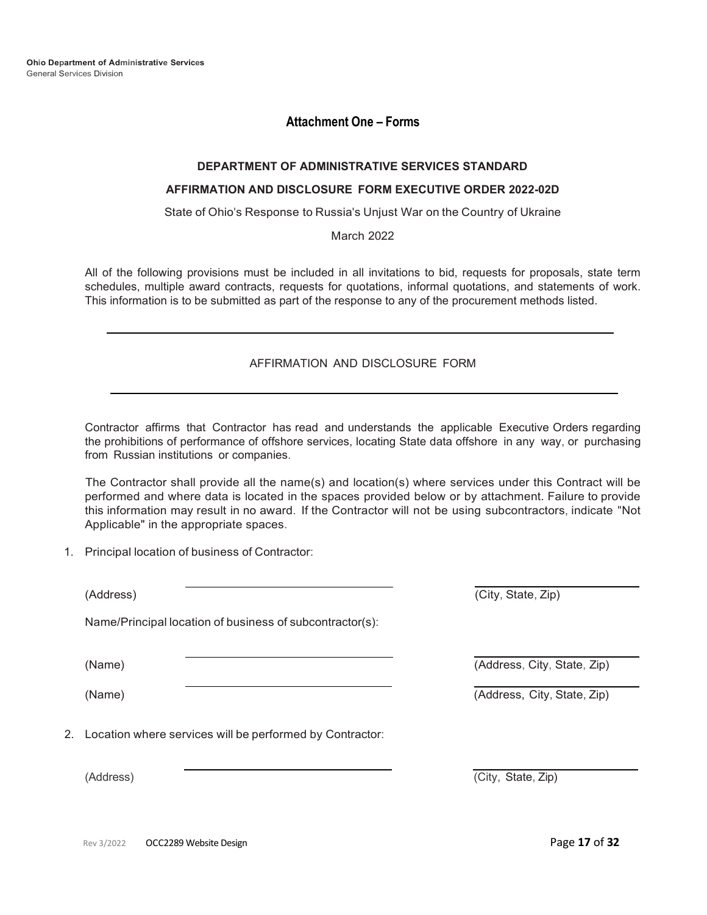## Attachment One – Forms

### DEPARTMENT OF ADMINISTRATIVE SERVICES STANDARD

### AFFIRMATION AND DISCLOSURE FORM EXECUTIVE ORDER 2022-02D

State of Ohio's Response to Russia's Unjust War on the Country of Ukraine

March 2022

All of the following provisions must be included in all invitations to bid, requests for proposals, state term schedules, multiple award contracts, requests for quotations, informal quotations, and statements of work. This information is to be submitted as part of the response to any of the procurement methods listed.

---

AFFIRMATION AND DISCLOSURE FORM

---

Contractor affirms that Contractor has read and understands the applicable Executive Orders regarding the prohibitions of performance of offshore services, locating State data offshore in any way, or purchasing from Russian institutions or companies.

The Contractor shall provide all the name(s) and location(s) where services under this Contract will be performed and where data is located in the spaces provided below or by attachment. Failure to provide this information may result in no award. If the Contractor will not be using subcontractors, indicate "Not Applicable" in the appropriate spaces.

1. Principal location of business of Contractor:

   (Address) ______________________________ ______________________________ (City, State, Zip)

   Name/Principal location of business of subcontractor(s):

   (Name) ______________________________ ______________________________ (Address, City, State, Zip)

   (Name) ______________________________ ______________________________ (Address, City, State, Zip)

2. Location where services will be performed by Contractor:

   (Address) ______________________________ ______________________________ (City, State, Zip)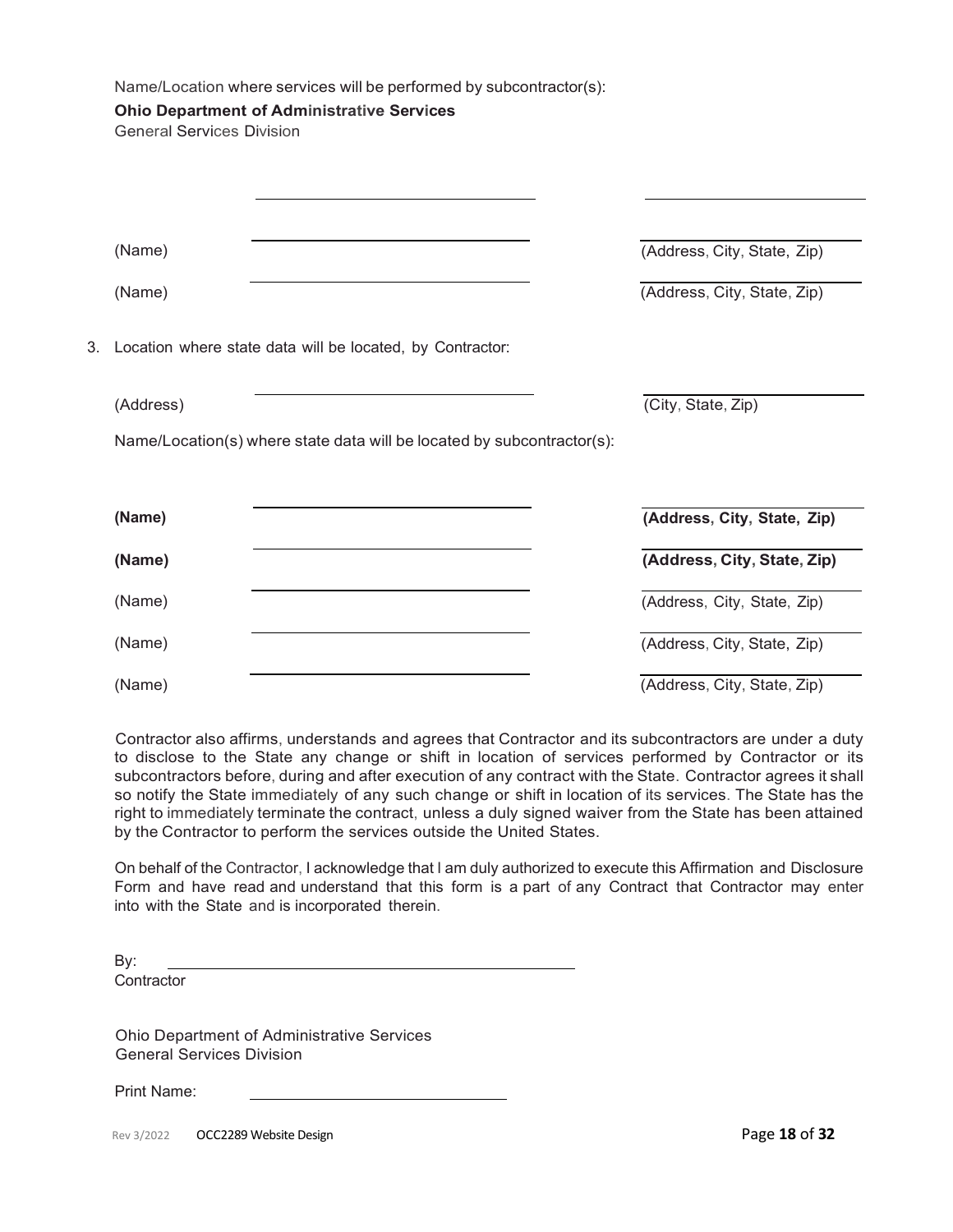Name/Location where services will be performed by subcontractor(s):

**Ohio Department of Administrative Services**
General Services Division

\_\_\_\_\_\_\_\_\_\_\_\_\_\_\_\_\_\_\_\_\_\_\_\_\_\_\_\_ \_\_\_\_\_\_\_\_\_\_\_\_\_\_\_\_\_\_\_\_\_\_\_\_\_\_\_\_

(Name) \_\_\_\_\_\_\_\_\_\_\_\_\_\_\_\_\_\_\_\_\_\_\_\_\_\_\_\_ (Address, City, State, Zip)

(Name) \_\_\_\_\_\_\_\_\_\_\_\_\_\_\_\_\_\_\_\_\_\_\_\_\_\_\_\_ (Address, City, State, Zip)

3. Location where state data will be located, by Contractor:

(Address) \_\_\_\_\_\_\_\_\_\_\_\_\_\_\_\_\_\_\_\_\_\_\_\_\_\_\_\_ (City, State, Zip)

Name/Location(s) where state data will be located by subcontractor(s):

**(Name)** \_\_\_\_\_\_\_\_\_\_\_\_\_\_\_\_\_\_\_\_\_\_\_\_\_\_\_\_ **(Address, City, State, Zip)**

**(Name)** \_\_\_\_\_\_\_\_\_\_\_\_\_\_\_\_\_\_\_\_\_\_\_\_\_\_\_\_ **(Address, City, State, Zip)**

(Name) \_\_\_\_\_\_\_\_\_\_\_\_\_\_\_\_\_\_\_\_\_\_\_\_\_\_\_\_ (Address, City, State, Zip)

(Name) \_\_\_\_\_\_\_\_\_\_\_\_\_\_\_\_\_\_\_\_\_\_\_\_\_\_\_\_ (Address, City, State, Zip)

(Name) \_\_\_\_\_\_\_\_\_\_\_\_\_\_\_\_\_\_\_\_\_\_\_\_\_\_\_\_ (Address, City, State, Zip)

Contractor also affirms, understands and agrees that Contractor and its subcontractors are under a duty to disclose to the State any change or shift in location of services performed by Contractor or its subcontractors before, during and after execution of any contract with the State. Contractor agrees it shall so notify the State immediately of any such change or shift in location of its services. The State has the right to immediately terminate the contract, unless a duly signed waiver from the State has been attained by the Contractor to perform the services outside the United States.

On behalf of the Contractor, I acknowledge that I am duly authorized to execute this Affirmation and Disclosure Form and have read and understand that this form is a part of any Contract that Contractor may enter into with the State and is incorporated therein.

By: \_\_\_\_\_\_\_\_\_\_\_\_\_\_\_\_\_\_\_\_\_\_\_\_\_\_\_\_\_\_\_\_\_\_\_\_\_\_\_\_
Contractor

Ohio Department of Administrative Services
General Services Division

Print Name: \_\_\_\_\_\_\_\_\_\_\_\_\_\_\_\_\_\_\_\_\_\_\_\_\_\_\_\_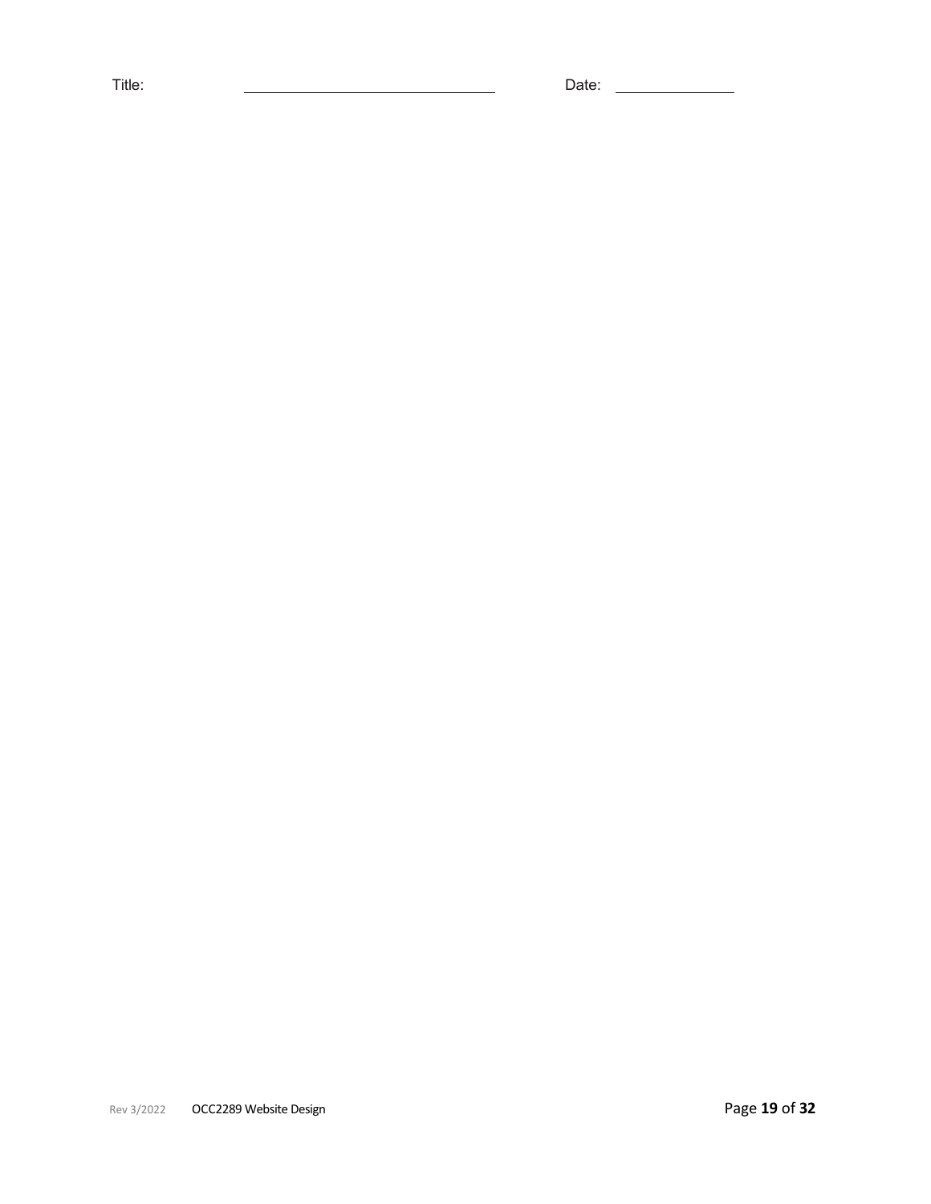Title: \_\_\_\_\_\_\_\_\_\_\_\_\_\_\_\_\_\_\_\_\_\_\_\_\_\_\_\_\_\_ Date: \_\_\_\_\_\_\_\_\_\_\_\_\_\_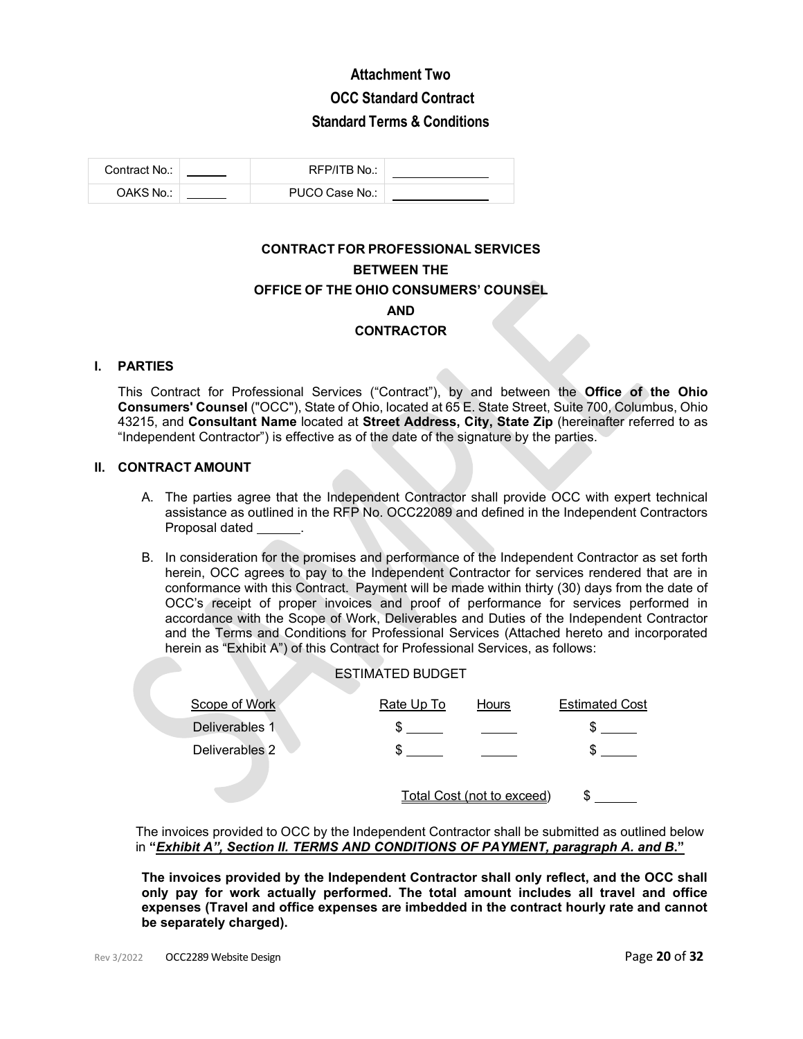# Attachment Two
# OCC Standard Contract
# Standard Terms & Conditions

| Contract No.: | ______ | RFP/ITB No.: | ______________ |
|---|---|---|---|
| OAKS No.: | ______ | PUCO Case No.: | ______________ |

**CONTRACT FOR PROFESSIONAL SERVICES**
**BETWEEN THE**
**OFFICE OF THE OHIO CONSUMERS' COUNSEL**
**AND**
**CONTRACTOR**

## I. PARTIES

This Contract for Professional Services ("Contract"), by and between the **Office of the Ohio Consumers' Counsel** ("OCC"), State of Ohio, located at 65 E. State Street, Suite 700, Columbus, Ohio 43215, and **Consultant Name** located at **Street Address, City, State Zip** (hereinafter referred to as "Independent Contractor") is effective as of the date of the signature by the parties.

## II. CONTRACT AMOUNT

A. The parties agree that the Independent Contractor shall provide OCC with expert technical assistance as outlined in the RFP No. OCC22089 and defined in the Independent Contractors Proposal dated ______.

B. In consideration for the promises and performance of the Independent Contractor as set forth herein, OCC agrees to pay to the Independent Contractor for services rendered that are in conformance with this Contract. Payment will be made within thirty (30) days from the date of OCC's receipt of proper invoices and proof of performance for services performed in accordance with the Scope of Work, Deliverables and Duties of the Independent Contractor and the Terms and Conditions for Professional Services (Attached hereto and incorporated herein as "Exhibit A") of this Contract for Professional Services, as follows:

ESTIMATED BUDGET

| Scope of Work | Rate Up To | Hours | Estimated Cost |
|---|---|---|---|
| Deliverables 1 | $ _____ | _____ | $ _____ |
| Deliverables 2 | $ _____ | _____ | $ _____ |
| | Total Cost (not to exceed) | | $ ______ |

The invoices provided to OCC by the Independent Contractor shall be submitted as outlined below in **"*Exhibit A", Section II. TERMS AND CONDITIONS OF PAYMENT, paragraph A. and B.*"**

**The invoices provided by the Independent Contractor shall only reflect, and the OCC shall only pay for work actually performed. The total amount includes all travel and office expenses (Travel and office expenses are imbedded in the contract hourly rate and cannot be separately charged).**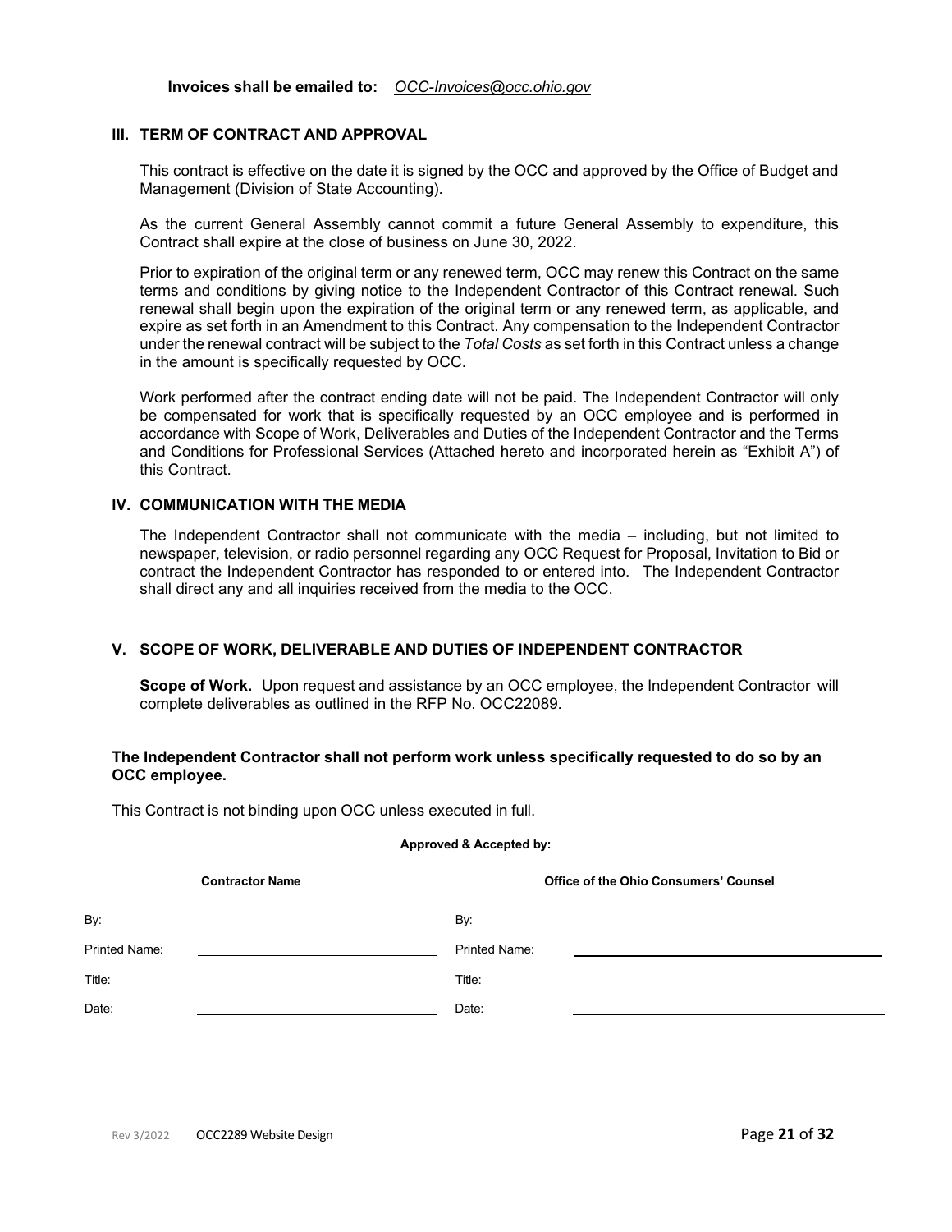**Invoices shall be emailed to:** *OCC-Invoices@occ.ohio.gov*

### III. TERM OF CONTRACT AND APPROVAL

This contract is effective on the date it is signed by the OCC and approved by the Office of Budget and Management (Division of State Accounting).

As the current General Assembly cannot commit a future General Assembly to expenditure, this Contract shall expire at the close of business on June 30, 2022.

Prior to expiration of the original term or any renewed term, OCC may renew this Contract on the same terms and conditions by giving notice to the Independent Contractor of this Contract renewal. Such renewal shall begin upon the expiration of the original term or any renewed term, as applicable, and expire as set forth in an Amendment to this Contract. Any compensation to the Independent Contractor under the renewal contract will be subject to the *Total Costs* as set forth in this Contract unless a change in the amount is specifically requested by OCC.

Work performed after the contract ending date will not be paid. The Independent Contractor will only be compensated for work that is specifically requested by an OCC employee and is performed in accordance with Scope of Work, Deliverables and Duties of the Independent Contractor and the Terms and Conditions for Professional Services (Attached hereto and incorporated herein as "Exhibit A") of this Contract.

### IV. COMMUNICATION WITH THE MEDIA

The Independent Contractor shall not communicate with the media – including, but not limited to newspaper, television, or radio personnel regarding any OCC Request for Proposal, Invitation to Bid or contract the Independent Contractor has responded to or entered into. The Independent Contractor shall direct any and all inquiries received from the media to the OCC.

### V. SCOPE OF WORK, DELIVERABLE AND DUTIES OF INDEPENDENT CONTRACTOR

**Scope of Work.** Upon request and assistance by an OCC employee, the Independent Contractor will complete deliverables as outlined in the RFP No. OCC22089.

**The Independent Contractor shall not perform work unless specifically requested to do so by an OCC employee.**

This Contract is not binding upon OCC unless executed in full.

**Approved & Accepted by:**

| **Contractor Name** | | **Office of the Ohio Consumers' Counsel** | |
|---|---|---|---|
| By: | | By: | |
| Printed Name: | | Printed Name: | |
| Title: | | Title: | |
| Date: | | Date: | |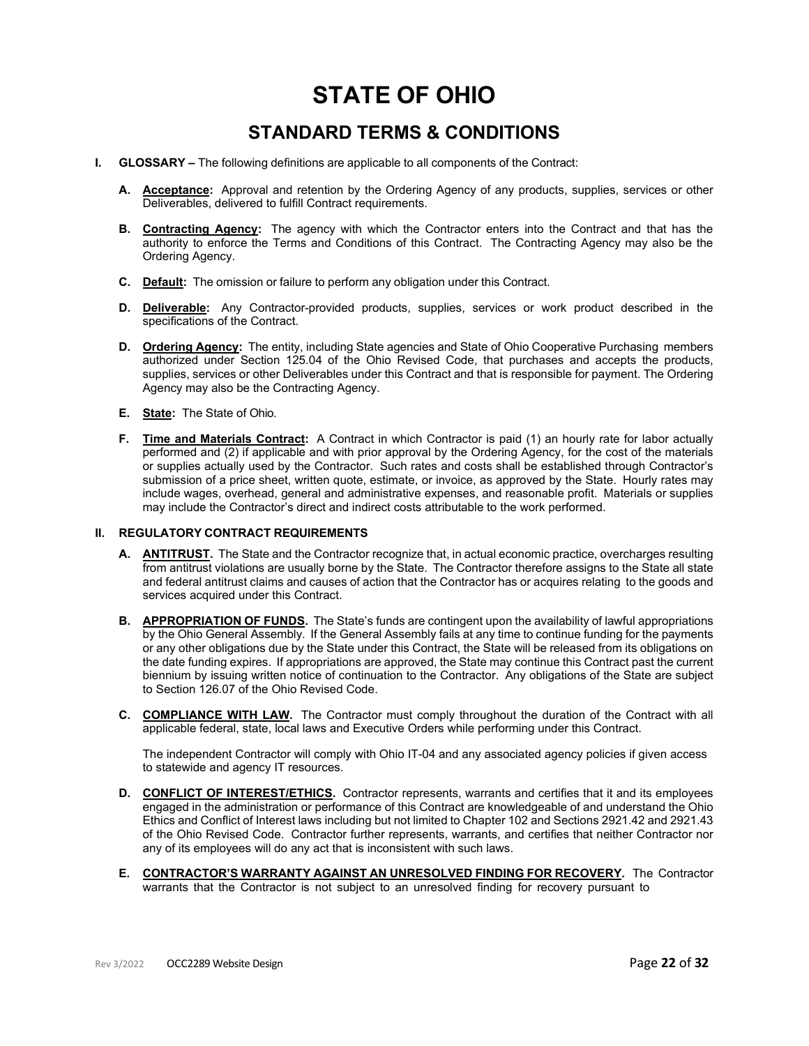# STATE OF OHIO

## STANDARD TERMS & CONDITIONS

**I. GLOSSARY –** The following definitions are applicable to all components of the Contract:

**A. Acceptance:** Approval and retention by the Ordering Agency of any products, supplies, services or other Deliverables, delivered to fulfill Contract requirements.

**B. Contracting Agency:** The agency with which the Contractor enters into the Contract and that has the authority to enforce the Terms and Conditions of this Contract. The Contracting Agency may also be the Ordering Agency.

**C. Default:** The omission or failure to perform any obligation under this Contract.

**D. Deliverable:** Any Contractor-provided products, supplies, services or work product described in the specifications of the Contract.

**D. Ordering Agency:** The entity, including State agencies and State of Ohio Cooperative Purchasing members authorized under Section 125.04 of the Ohio Revised Code, that purchases and accepts the products, supplies, services or other Deliverables under this Contract and that is responsible for payment. The Ordering Agency may also be the Contracting Agency.

**E. State:** The State of Ohio.

**F. Time and Materials Contract:** A Contract in which Contractor is paid (1) an hourly rate for labor actually performed and (2) if applicable and with prior approval by the Ordering Agency, for the cost of the materials or supplies actually used by the Contractor. Such rates and costs shall be established through Contractor's submission of a price sheet, written quote, estimate, or invoice, as approved by the State. Hourly rates may include wages, overhead, general and administrative expenses, and reasonable profit. Materials or supplies may include the Contractor's direct and indirect costs attributable to the work performed.

**II. REGULATORY CONTRACT REQUIREMENTS**

**A. ANTITRUST.** The State and the Contractor recognize that, in actual economic practice, overcharges resulting from antitrust violations are usually borne by the State. The Contractor therefore assigns to the State all state and federal antitrust claims and causes of action that the Contractor has or acquires relating to the goods and services acquired under this Contract.

**B. APPROPRIATION OF FUNDS.** The State's funds are contingent upon the availability of lawful appropriations by the Ohio General Assembly. If the General Assembly fails at any time to continue funding for the payments or any other obligations due by the State under this Contract, the State will be released from its obligations on the date funding expires. If appropriations are approved, the State may continue this Contract past the current biennium by issuing written notice of continuation to the Contractor. Any obligations of the State are subject to Section 126.07 of the Ohio Revised Code.

**C. COMPLIANCE WITH LAW.** The Contractor must comply throughout the duration of the Contract with all applicable federal, state, local laws and Executive Orders while performing under this Contract.

The independent Contractor will comply with Ohio IT-04 and any associated agency policies if given access to statewide and agency IT resources.

**D. CONFLICT OF INTEREST/ETHICS.** Contractor represents, warrants and certifies that it and its employees engaged in the administration or performance of this Contract are knowledgeable of and understand the Ohio Ethics and Conflict of Interest laws including but not limited to Chapter 102 and Sections 2921.42 and 2921.43 of the Ohio Revised Code. Contractor further represents, warrants, and certifies that neither Contractor nor any of its employees will do any act that is inconsistent with such laws.

**E. CONTRACTOR'S WARRANTY AGAINST AN UNRESOLVED FINDING FOR RECOVERY.** The Contractor warrants that the Contractor is not subject to an unresolved finding for recovery pursuant to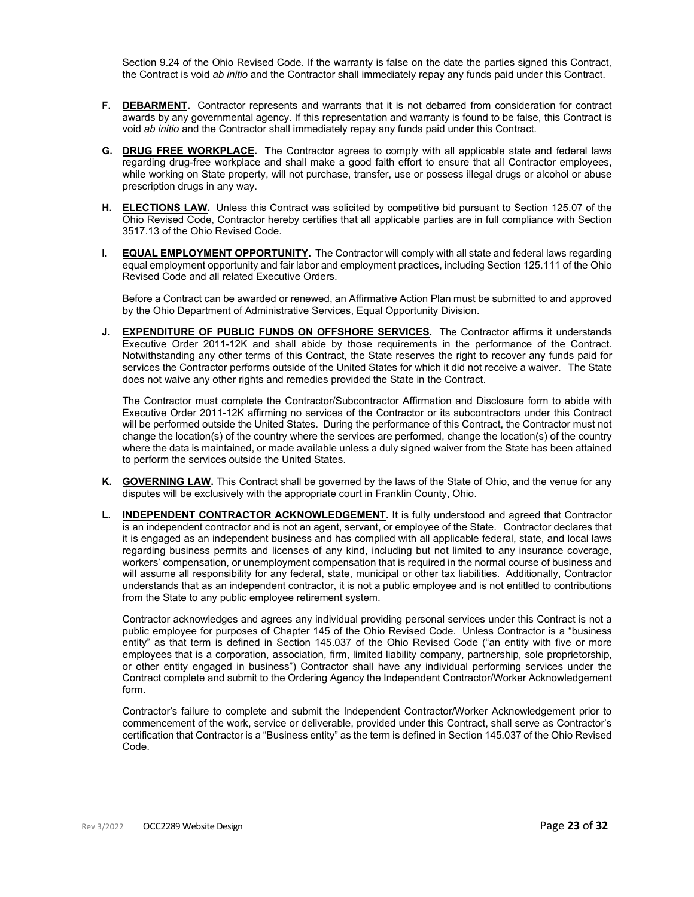Section 9.24 of the Ohio Revised Code. If the warranty is false on the date the parties signed this Contract, the Contract is void *ab initio* and the Contractor shall immediately repay any funds paid under this Contract.

**F. DEBARMENT.** Contractor represents and warrants that it is not debarred from consideration for contract awards by any governmental agency. If this representation and warranty is found to be false, this Contract is void *ab initio* and the Contractor shall immediately repay any funds paid under this Contract.

**G. DRUG FREE WORKPLACE.** The Contractor agrees to comply with all applicable state and federal laws regarding drug-free workplace and shall make a good faith effort to ensure that all Contractor employees, while working on State property, will not purchase, transfer, use or possess illegal drugs or alcohol or abuse prescription drugs in any way.

**H. ELECTIONS LAW.** Unless this Contract was solicited by competitive bid pursuant to Section 125.07 of the Ohio Revised Code, Contractor hereby certifies that all applicable parties are in full compliance with Section 3517.13 of the Ohio Revised Code.

**I. EQUAL EMPLOYMENT OPPORTUNITY.** The Contractor will comply with all state and federal laws regarding equal employment opportunity and fair labor and employment practices, including Section 125.111 of the Ohio Revised Code and all related Executive Orders.

Before a Contract can be awarded or renewed, an Affirmative Action Plan must be submitted to and approved by the Ohio Department of Administrative Services, Equal Opportunity Division.

**J. EXPENDITURE OF PUBLIC FUNDS ON OFFSHORE SERVICES.** The Contractor affirms it understands Executive Order 2011-12K and shall abide by those requirements in the performance of the Contract. Notwithstanding any other terms of this Contract, the State reserves the right to recover any funds paid for services the Contractor performs outside of the United States for which it did not receive a waiver. The State does not waive any other rights and remedies provided the State in the Contract.

The Contractor must complete the Contractor/Subcontractor Affirmation and Disclosure form to abide with Executive Order 2011-12K affirming no services of the Contractor or its subcontractors under this Contract will be performed outside the United States. During the performance of this Contract, the Contractor must not change the location(s) of the country where the services are performed, change the location(s) of the country where the data is maintained, or made available unless a duly signed waiver from the State has been attained to perform the services outside the United States.

**K. GOVERNING LAW.** This Contract shall be governed by the laws of the State of Ohio, and the venue for any disputes will be exclusively with the appropriate court in Franklin County, Ohio.

**L. INDEPENDENT CONTRACTOR ACKNOWLEDGEMENT.** It is fully understood and agreed that Contractor is an independent contractor and is not an agent, servant, or employee of the State. Contractor declares that it is engaged as an independent business and has complied with all applicable federal, state, and local laws regarding business permits and licenses of any kind, including but not limited to any insurance coverage, workers' compensation, or unemployment compensation that is required in the normal course of business and will assume all responsibility for any federal, state, municipal or other tax liabilities. Additionally, Contractor understands that as an independent contractor, it is not a public employee and is not entitled to contributions from the State to any public employee retirement system.

Contractor acknowledges and agrees any individual providing personal services under this Contract is not a public employee for purposes of Chapter 145 of the Ohio Revised Code. Unless Contractor is a "business entity" as that term is defined in Section 145.037 of the Ohio Revised Code ("an entity with five or more employees that is a corporation, association, firm, limited liability company, partnership, sole proprietorship, or other entity engaged in business") Contractor shall have any individual performing services under the Contract complete and submit to the Ordering Agency the Independent Contractor/Worker Acknowledgement form.

Contractor's failure to complete and submit the Independent Contractor/Worker Acknowledgement prior to commencement of the work, service or deliverable, provided under this Contract, shall serve as Contractor's certification that Contractor is a "Business entity" as the term is defined in Section 145.037 of the Ohio Revised Code.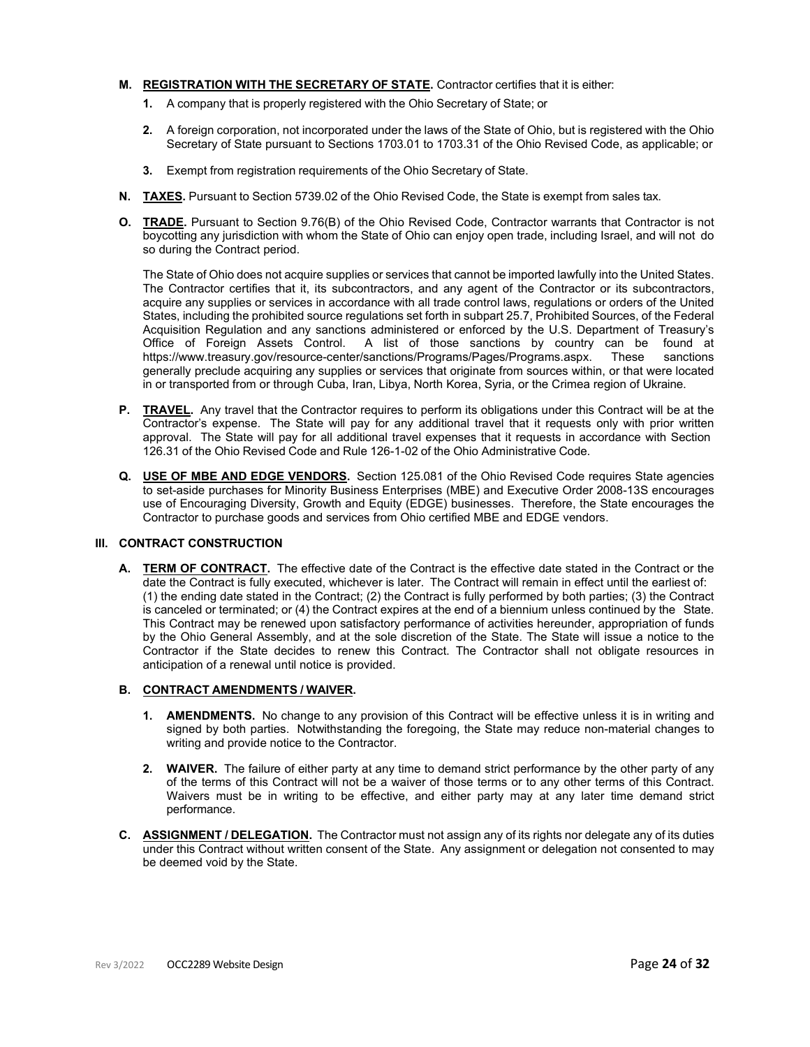**M. REGISTRATION WITH THE SECRETARY OF STATE.** Contractor certifies that it is either:

1. A company that is properly registered with the Ohio Secretary of State; or

2. A foreign corporation, not incorporated under the laws of the State of Ohio, but is registered with the Ohio Secretary of State pursuant to Sections 1703.01 to 1703.31 of the Ohio Revised Code, as applicable; or

3. Exempt from registration requirements of the Ohio Secretary of State.

**N. TAXES.** Pursuant to Section 5739.02 of the Ohio Revised Code, the State is exempt from sales tax.

**O. TRADE.** Pursuant to Section 9.76(B) of the Ohio Revised Code, Contractor warrants that Contractor is not boycotting any jurisdiction with whom the State of Ohio can enjoy open trade, including Israel, and will not do so during the Contract period.

The State of Ohio does not acquire supplies or services that cannot be imported lawfully into the United States. The Contractor certifies that it, its subcontractors, and any agent of the Contractor or its subcontractors, acquire any supplies or services in accordance with all trade control laws, regulations or orders of the United States, including the prohibited source regulations set forth in subpart 25.7, Prohibited Sources, of the Federal Acquisition Regulation and any sanctions administered or enforced by the U.S. Department of Treasury's Office of Foreign Assets Control. A list of those sanctions by country can be found at https://www.treasury.gov/resource-center/sanctions/Programs/Pages/Programs.aspx. These sanctions generally preclude acquiring any supplies or services that originate from sources within, or that were located in or transported from or through Cuba, Iran, Libya, North Korea, Syria, or the Crimea region of Ukraine.

**P. TRAVEL.** Any travel that the Contractor requires to perform its obligations under this Contract will be at the Contractor's expense. The State will pay for any additional travel that it requests only with prior written approval. The State will pay for all additional travel expenses that it requests in accordance with Section 126.31 of the Ohio Revised Code and Rule 126-1-02 of the Ohio Administrative Code.

**Q. USE OF MBE AND EDGE VENDORS.** Section 125.081 of the Ohio Revised Code requires State agencies to set-aside purchases for Minority Business Enterprises (MBE) and Executive Order 2008-13S encourages use of Encouraging Diversity, Growth and Equity (EDGE) businesses. Therefore, the State encourages the Contractor to purchase goods and services from Ohio certified MBE and EDGE vendors.

## III. CONTRACT CONSTRUCTION

**A. TERM OF CONTRACT.** The effective date of the Contract is the effective date stated in the Contract or the date the Contract is fully executed, whichever is later. The Contract will remain in effect until the earliest of: (1) the ending date stated in the Contract; (2) the Contract is fully performed by both parties; (3) the Contract is canceled or terminated; or (4) the Contract expires at the end of a biennium unless continued by the State. This Contract may be renewed upon satisfactory performance of activities hereunder, appropriation of funds by the Ohio General Assembly, and at the sole discretion of the State. The State will issue a notice to the Contractor if the State decides to renew this Contract. The Contractor shall not obligate resources in anticipation of a renewal until notice is provided.

**B. CONTRACT AMENDMENTS / WAIVER.**

1. **AMENDMENTS.** No change to any provision of this Contract will be effective unless it is in writing and signed by both parties. Notwithstanding the foregoing, the State may reduce non-material changes to writing and provide notice to the Contractor.

2. **WAIVER.** The failure of either party at any time to demand strict performance by the other party of any of the terms of this Contract will not be a waiver of those terms or to any other terms of this Contract. Waivers must be in writing to be effective, and either party may at any later time demand strict performance.

**C. ASSIGNMENT / DELEGATION.** The Contractor must not assign any of its rights nor delegate any of its duties under this Contract without written consent of the State. Any assignment or delegation not consented to may be deemed void by the State.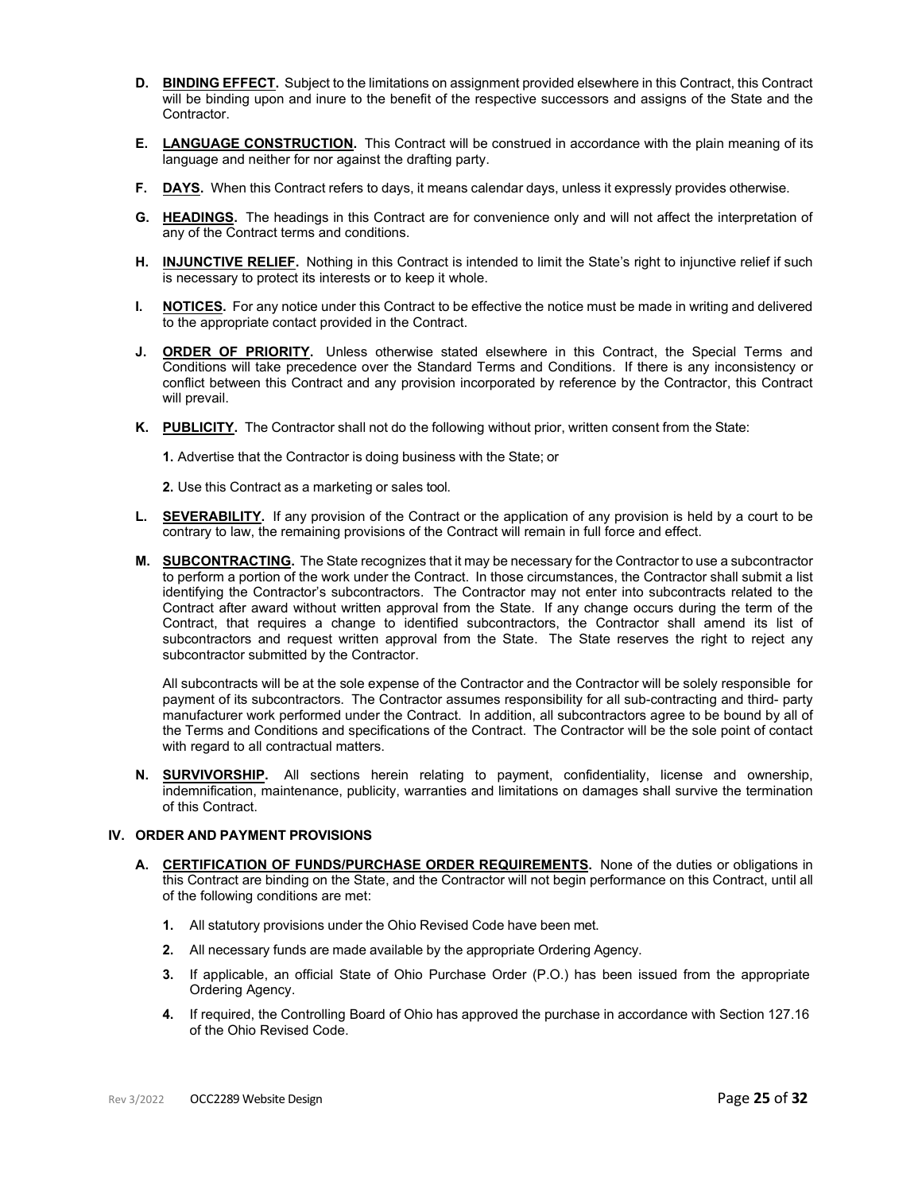**D. BINDING EFFECT.** Subject to the limitations on assignment provided elsewhere in this Contract, this Contract will be binding upon and inure to the benefit of the respective successors and assigns of the State and the Contractor.

**E. LANGUAGE CONSTRUCTION.** This Contract will be construed in accordance with the plain meaning of its language and neither for nor against the drafting party.

**F. DAYS.** When this Contract refers to days, it means calendar days, unless it expressly provides otherwise.

**G. HEADINGS.** The headings in this Contract are for convenience only and will not affect the interpretation of any of the Contract terms and conditions.

**H. INJUNCTIVE RELIEF.** Nothing in this Contract is intended to limit the State's right to injunctive relief if such is necessary to protect its interests or to keep it whole.

**I. NOTICES.** For any notice under this Contract to be effective the notice must be made in writing and delivered to the appropriate contact provided in the Contract.

**J. ORDER OF PRIORITY.** Unless otherwise stated elsewhere in this Contract, the Special Terms and Conditions will take precedence over the Standard Terms and Conditions. If there is any inconsistency or conflict between this Contract and any provision incorporated by reference by the Contractor, this Contract will prevail.

**K. PUBLICITY.** The Contractor shall not do the following without prior, written consent from the State:

**1.** Advertise that the Contractor is doing business with the State; or

**2.** Use this Contract as a marketing or sales tool.

**L. SEVERABILITY.** If any provision of the Contract or the application of any provision is held by a court to be contrary to law, the remaining provisions of the Contract will remain in full force and effect.

**M. SUBCONTRACTING.** The State recognizes that it may be necessary for the Contractor to use a subcontractor to perform a portion of the work under the Contract. In those circumstances, the Contractor shall submit a list identifying the Contractor's subcontractors. The Contractor may not enter into subcontracts related to the Contract after award without written approval from the State. If any change occurs during the term of the Contract, that requires a change to identified subcontractors, the Contractor shall amend its list of subcontractors and request written approval from the State. The State reserves the right to reject any subcontractor submitted by the Contractor.

All subcontracts will be at the sole expense of the Contractor and the Contractor will be solely responsible for payment of its subcontractors. The Contractor assumes responsibility for all sub-contracting and third- party manufacturer work performed under the Contract. In addition, all subcontractors agree to be bound by all of the Terms and Conditions and specifications of the Contract. The Contractor will be the sole point of contact with regard to all contractual matters.

**N. SURVIVORSHIP.** All sections herein relating to payment, confidentiality, license and ownership, indemnification, maintenance, publicity, warranties and limitations on damages shall survive the termination of this Contract.

## IV. ORDER AND PAYMENT PROVISIONS

**A. CERTIFICATION OF FUNDS/PURCHASE ORDER REQUIREMENTS.** None of the duties or obligations in this Contract are binding on the State, and the Contractor will not begin performance on this Contract, until all of the following conditions are met:

1. All statutory provisions under the Ohio Revised Code have been met.
2. All necessary funds are made available by the appropriate Ordering Agency.
3. If applicable, an official State of Ohio Purchase Order (P.O.) has been issued from the appropriate Ordering Agency.
4. If required, the Controlling Board of Ohio has approved the purchase in accordance with Section 127.16 of the Ohio Revised Code.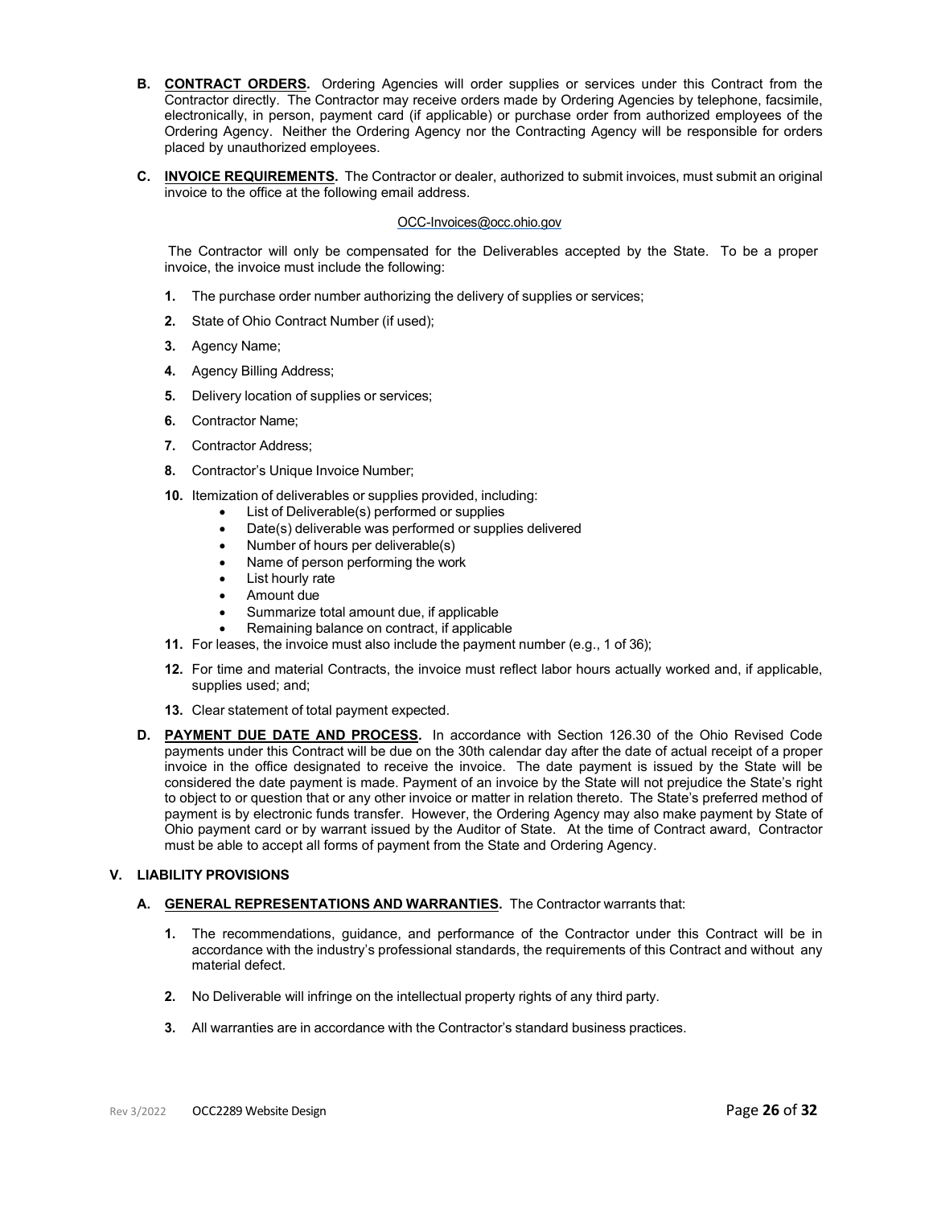**B. CONTRACT ORDERS.** Ordering Agencies will order supplies or services under this Contract from the Contractor directly. The Contractor may receive orders made by Ordering Agencies by telephone, facsimile, electronically, in person, payment card (if applicable) or purchase order from authorized employees of the Ordering Agency. Neither the Ordering Agency nor the Contracting Agency will be responsible for orders placed by unauthorized employees.

**C. INVOICE REQUIREMENTS.** The Contractor or dealer, authorized to submit invoices, must submit an original invoice to the office at the following email address.

OCC-Invoices@occ.ohio.gov

The Contractor will only be compensated for the Deliverables accepted by the State. To be a proper invoice, the invoice must include the following:

1. The purchase order number authorizing the delivery of supplies or services;
2. State of Ohio Contract Number (if used);
3. Agency Name;
4. Agency Billing Address;
5. Delivery location of supplies or services;
6. Contractor Name;
7. Contractor Address;
8. Contractor's Unique Invoice Number;

10. Itemization of deliverables or supplies provided, including:
    - List of Deliverable(s) performed or supplies
    - Date(s) deliverable was performed or supplies delivered
    - Number of hours per deliverable(s)
    - Name of person performing the work
    - List hourly rate
    - Amount due
    - Summarize total amount due, if applicable
    - Remaining balance on contract, if applicable
11. For leases, the invoice must also include the payment number (e.g., 1 of 36);
12. For time and material Contracts, the invoice must reflect labor hours actually worked and, if applicable, supplies used; and;
13. Clear statement of total payment expected.

**D. PAYMENT DUE DATE AND PROCESS.** In accordance with Section 126.30 of the Ohio Revised Code payments under this Contract will be due on the 30th calendar day after the date of actual receipt of a proper invoice in the office designated to receive the invoice. The date payment is issued by the State will be considered the date payment is made. Payment of an invoice by the State will not prejudice the State's right to object to or question that or any other invoice or matter in relation thereto. The State's preferred method of payment is by electronic funds transfer. However, the Ordering Agency may also make payment by State of Ohio payment card or by warrant issued by the Auditor of State. At the time of Contract award, Contractor must be able to accept all forms of payment from the State and Ordering Agency.

## V. LIABILITY PROVISIONS

**A. GENERAL REPRESENTATIONS AND WARRANTIES.** The Contractor warrants that:

1. The recommendations, guidance, and performance of the Contractor under this Contract will be in accordance with the industry's professional standards, the requirements of this Contract and without any material defect.
2. No Deliverable will infringe on the intellectual property rights of any third party.
3. All warranties are in accordance with the Contractor's standard business practices.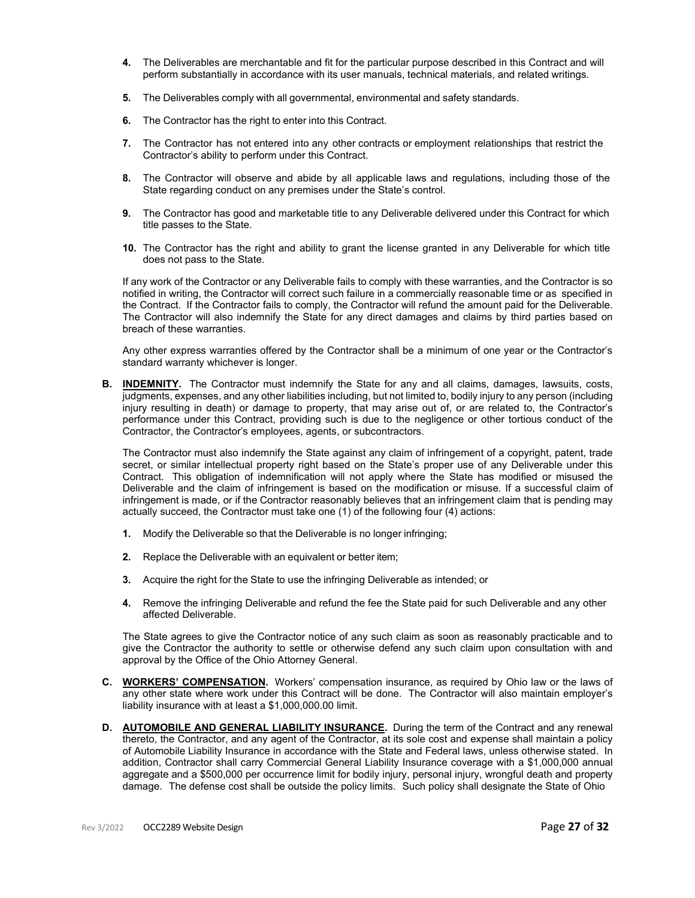4. The Deliverables are merchantable and fit for the particular purpose described in this Contract and will perform substantially in accordance with its user manuals, technical materials, and related writings.

5. The Deliverables comply with all governmental, environmental and safety standards.

6. The Contractor has the right to enter into this Contract.

7. The Contractor has not entered into any other contracts or employment relationships that restrict the Contractor's ability to perform under this Contract.

8. The Contractor will observe and abide by all applicable laws and regulations, including those of the State regarding conduct on any premises under the State's control.

9. The Contractor has good and marketable title to any Deliverable delivered under this Contract for which title passes to the State.

10. The Contractor has the right and ability to grant the license granted in any Deliverable for which title does not pass to the State.

If any work of the Contractor or any Deliverable fails to comply with these warranties, and the Contractor is so notified in writing, the Contractor will correct such failure in a commercially reasonable time or as specified in the Contract. If the Contractor fails to comply, the Contractor will refund the amount paid for the Deliverable. The Contractor will also indemnify the State for any direct damages and claims by third parties based on breach of these warranties.

Any other express warranties offered by the Contractor shall be a minimum of one year or the Contractor's standard warranty whichever is longer.

**B. INDEMNITY.** The Contractor must indemnify the State for any and all claims, damages, lawsuits, costs, judgments, expenses, and any other liabilities including, but not limited to, bodily injury to any person (including injury resulting in death) or damage to property, that may arise out of, or are related to, the Contractor's performance under this Contract, providing such is due to the negligence or other tortious conduct of the Contractor, the Contractor's employees, agents, or subcontractors.

The Contractor must also indemnify the State against any claim of infringement of a copyright, patent, trade secret, or similar intellectual property right based on the State's proper use of any Deliverable under this Contract. This obligation of indemnification will not apply where the State has modified or misused the Deliverable and the claim of infringement is based on the modification or misuse. If a successful claim of infringement is made, or if the Contractor reasonably believes that an infringement claim that is pending may actually succeed, the Contractor must take one (1) of the following four (4) actions:

1. Modify the Deliverable so that the Deliverable is no longer infringing;

2. Replace the Deliverable with an equivalent or better item;

3. Acquire the right for the State to use the infringing Deliverable as intended; or

4. Remove the infringing Deliverable and refund the fee the State paid for such Deliverable and any other affected Deliverable.

The State agrees to give the Contractor notice of any such claim as soon as reasonably practicable and to give the Contractor the authority to settle or otherwise defend any such claim upon consultation with and approval by the Office of the Ohio Attorney General.

**C. WORKERS' COMPENSATION.** Workers' compensation insurance, as required by Ohio law or the laws of any other state where work under this Contract will be done. The Contractor will also maintain employer's liability insurance with at least a $1,000,000.00 limit.

**D. AUTOMOBILE AND GENERAL LIABILITY INSURANCE.** During the term of the Contract and any renewal thereto, the Contractor, and any agent of the Contractor, at its sole cost and expense shall maintain a policy of Automobile Liability Insurance in accordance with the State and Federal laws, unless otherwise stated. In addition, Contractor shall carry Commercial General Liability Insurance coverage with a $1,000,000 annual aggregate and a $500,000 per occurrence limit for bodily injury, personal injury, wrongful death and property damage. The defense cost shall be outside the policy limits. Such policy shall designate the State of Ohio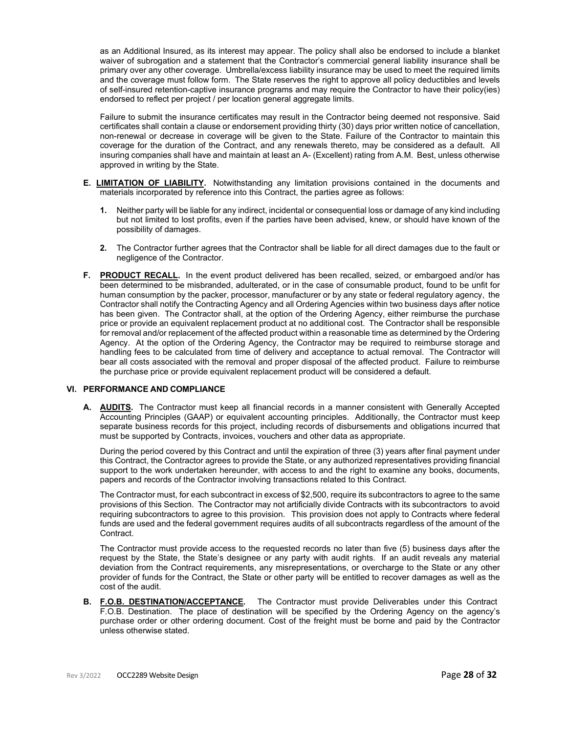as an Additional Insured, as its interest may appear. The policy shall also be endorsed to include a blanket waiver of subrogation and a statement that the Contractor's commercial general liability insurance shall be primary over any other coverage. Umbrella/excess liability insurance may be used to meet the required limits and the coverage must follow form. The State reserves the right to approve all policy deductibles and levels of self-insured retention-captive insurance programs and may require the Contractor to have their policy(ies) endorsed to reflect per project / per location general aggregate limits.

Failure to submit the insurance certificates may result in the Contractor being deemed not responsive. Said certificates shall contain a clause or endorsement providing thirty (30) days prior written notice of cancellation, non-renewal or decrease in coverage will be given to the State. Failure of the Contractor to maintain this coverage for the duration of the Contract, and any renewals thereto, may be considered as a default. All insuring companies shall have and maintain at least an A- (Excellent) rating from A.M. Best, unless otherwise approved in writing by the State.

**E. LIMITATION OF LIABILITY.** Notwithstanding any limitation provisions contained in the documents and materials incorporated by reference into this Contract, the parties agree as follows:

1. Neither party will be liable for any indirect, incidental or consequential loss or damage of any kind including but not limited to lost profits, even if the parties have been advised, knew, or should have known of the possibility of damages.

2. The Contractor further agrees that the Contractor shall be liable for all direct damages due to the fault or negligence of the Contractor.

**F. PRODUCT RECALL.** In the event product delivered has been recalled, seized, or embargoed and/or has been determined to be misbranded, adulterated, or in the case of consumable product, found to be unfit for human consumption by the packer, processor, manufacturer or by any state or federal regulatory agency, the Contractor shall notify the Contracting Agency and all Ordering Agencies within two business days after notice has been given. The Contractor shall, at the option of the Ordering Agency, either reimburse the purchase price or provide an equivalent replacement product at no additional cost. The Contractor shall be responsible for removal and/or replacement of the affected product within a reasonable time as determined by the Ordering Agency. At the option of the Ordering Agency, the Contractor may be required to reimburse storage and handling fees to be calculated from time of delivery and acceptance to actual removal. The Contractor will bear all costs associated with the removal and proper disposal of the affected product. Failure to reimburse the purchase price or provide equivalent replacement product will be considered a default.

## VI. PERFORMANCE AND COMPLIANCE

**A. AUDITS.** The Contractor must keep all financial records in a manner consistent with Generally Accepted Accounting Principles (GAAP) or equivalent accounting principles. Additionally, the Contractor must keep separate business records for this project, including records of disbursements and obligations incurred that must be supported by Contracts, invoices, vouchers and other data as appropriate.

During the period covered by this Contract and until the expiration of three (3) years after final payment under this Contract, the Contractor agrees to provide the State, or any authorized representatives providing financial support to the work undertaken hereunder, with access to and the right to examine any books, documents, papers and records of the Contractor involving transactions related to this Contract.

The Contractor must, for each subcontract in excess of $2,500, require its subcontractors to agree to the same provisions of this Section. The Contractor may not artificially divide Contracts with its subcontractors to avoid requiring subcontractors to agree to this provision. This provision does not apply to Contracts where federal funds are used and the federal government requires audits of all subcontracts regardless of the amount of the Contract.

The Contractor must provide access to the requested records no later than five (5) business days after the request by the State, the State's designee or any party with audit rights. If an audit reveals any material deviation from the Contract requirements, any misrepresentations, or overcharge to the State or any other provider of funds for the Contract, the State or other party will be entitled to recover damages as well as the cost of the audit.

**B. F.O.B. DESTINATION/ACCEPTANCE.** The Contractor must provide Deliverables under this Contract F.O.B. Destination. The place of destination will be specified by the Ordering Agency on the agency's purchase order or other ordering document. Cost of the freight must be borne and paid by the Contractor unless otherwise stated.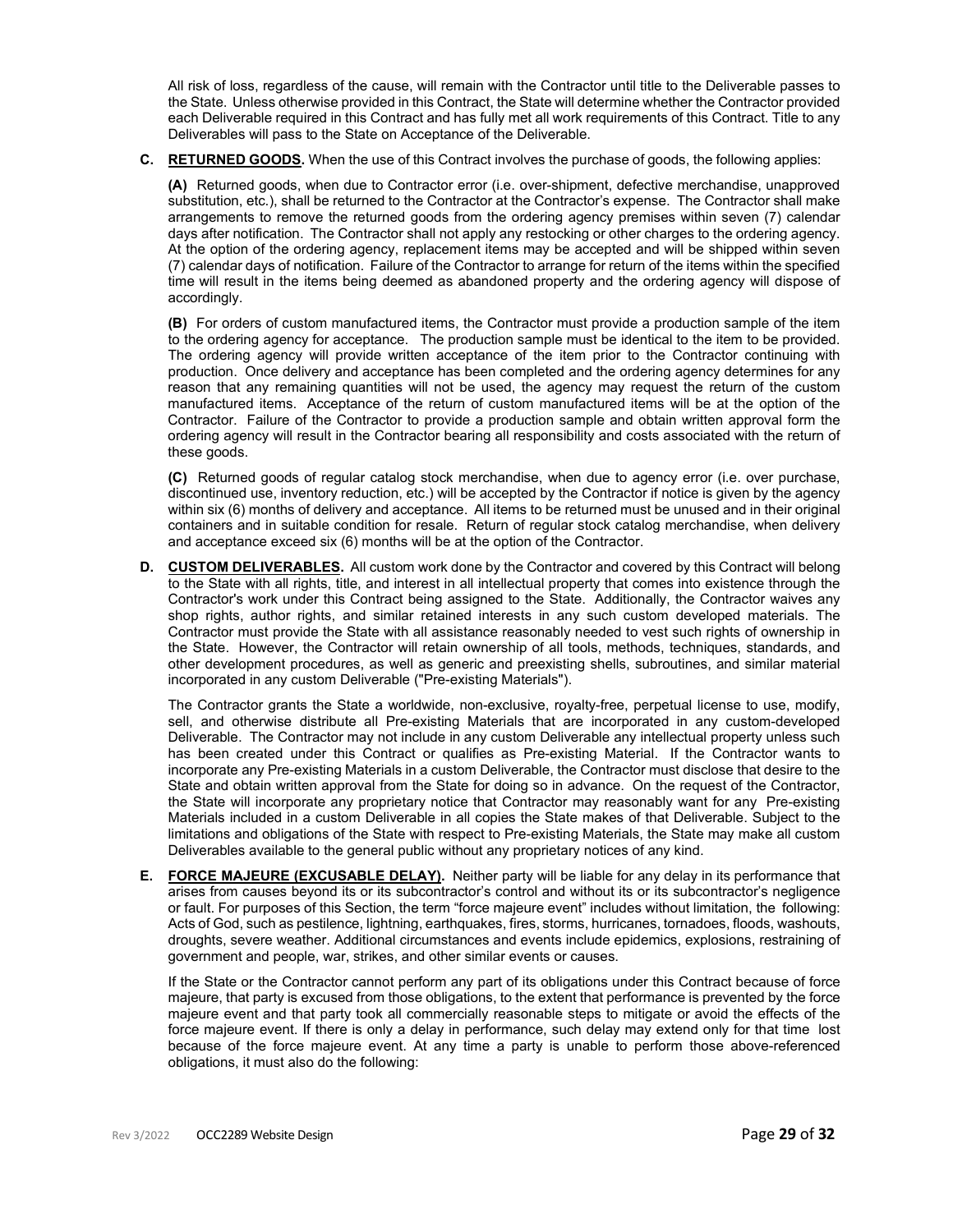All risk of loss, regardless of the cause, will remain with the Contractor until title to the Deliverable passes to the State. Unless otherwise provided in this Contract, the State will determine whether the Contractor provided each Deliverable required in this Contract and has fully met all work requirements of this Contract. Title to any Deliverables will pass to the State on Acceptance of the Deliverable.

**C. <u>RETURNED GOODS</u>.** When the use of this Contract involves the purchase of goods, the following applies:

**(A)** Returned goods, when due to Contractor error (i.e. over-shipment, defective merchandise, unapproved substitution, etc.), shall be returned to the Contractor at the Contractor's expense. The Contractor shall make arrangements to remove the returned goods from the ordering agency premises within seven (7) calendar days after notification. The Contractor shall not apply any restocking or other charges to the ordering agency. At the option of the ordering agency, replacement items may be accepted and will be shipped within seven (7) calendar days of notification. Failure of the Contractor to arrange for return of the items within the specified time will result in the items being deemed as abandoned property and the ordering agency will dispose of accordingly.

**(B)** For orders of custom manufactured items, the Contractor must provide a production sample of the item to the ordering agency for acceptance. The production sample must be identical to the item to be provided. The ordering agency will provide written acceptance of the item prior to the Contractor continuing with production. Once delivery and acceptance has been completed and the ordering agency determines for any reason that any remaining quantities will not be used, the agency may request the return of the custom manufactured items. Acceptance of the return of custom manufactured items will be at the option of the Contractor. Failure of the Contractor to provide a production sample and obtain written approval form the ordering agency will result in the Contractor bearing all responsibility and costs associated with the return of these goods.

**(C)** Returned goods of regular catalog stock merchandise, when due to agency error (i.e. over purchase, discontinued use, inventory reduction, etc.) will be accepted by the Contractor if notice is given by the agency within six (6) months of delivery and acceptance. All items to be returned must be unused and in their original containers and in suitable condition for resale. Return of regular stock catalog merchandise, when delivery and acceptance exceed six (6) months will be at the option of the Contractor.

**D. <u>CUSTOM DELIVERABLES</u>.** All custom work done by the Contractor and covered by this Contract will belong to the State with all rights, title, and interest in all intellectual property that comes into existence through the Contractor's work under this Contract being assigned to the State. Additionally, the Contractor waives any shop rights, author rights, and similar retained interests in any such custom developed materials. The Contractor must provide the State with all assistance reasonably needed to vest such rights of ownership in the State. However, the Contractor will retain ownership of all tools, methods, techniques, standards, and other development procedures, as well as generic and preexisting shells, subroutines, and similar material incorporated in any custom Deliverable ("Pre-existing Materials").

The Contractor grants the State a worldwide, non-exclusive, royalty-free, perpetual license to use, modify, sell, and otherwise distribute all Pre-existing Materials that are incorporated in any custom-developed Deliverable. The Contractor may not include in any custom Deliverable any intellectual property unless such has been created under this Contract or qualifies as Pre-existing Material. If the Contractor wants to incorporate any Pre-existing Materials in a custom Deliverable, the Contractor must disclose that desire to the State and obtain written approval from the State for doing so in advance. On the request of the Contractor, the State will incorporate any proprietary notice that Contractor may reasonably want for any Pre-existing Materials included in a custom Deliverable in all copies the State makes of that Deliverable. Subject to the limitations and obligations of the State with respect to Pre-existing Materials, the State may make all custom Deliverables available to the general public without any proprietary notices of any kind.

**E. <u>FORCE MAJEURE (EXCUSABLE DELAY)</u>.** Neither party will be liable for any delay in its performance that arises from causes beyond its or its subcontractor's control and without its or its subcontractor's negligence or fault. For purposes of this Section, the term "force majeure event" includes without limitation, the following: Acts of God, such as pestilence, lightning, earthquakes, fires, storms, hurricanes, tornadoes, floods, washouts, droughts, severe weather. Additional circumstances and events include epidemics, explosions, restraining of government and people, war, strikes, and other similar events or causes.

If the State or the Contractor cannot perform any part of its obligations under this Contract because of force majeure, that party is excused from those obligations, to the extent that performance is prevented by the force majeure event and that party took all commercially reasonable steps to mitigate or avoid the effects of the force majeure event. If there is only a delay in performance, such delay may extend only for that time lost because of the force majeure event. At any time a party is unable to perform those above-referenced obligations, it must also do the following: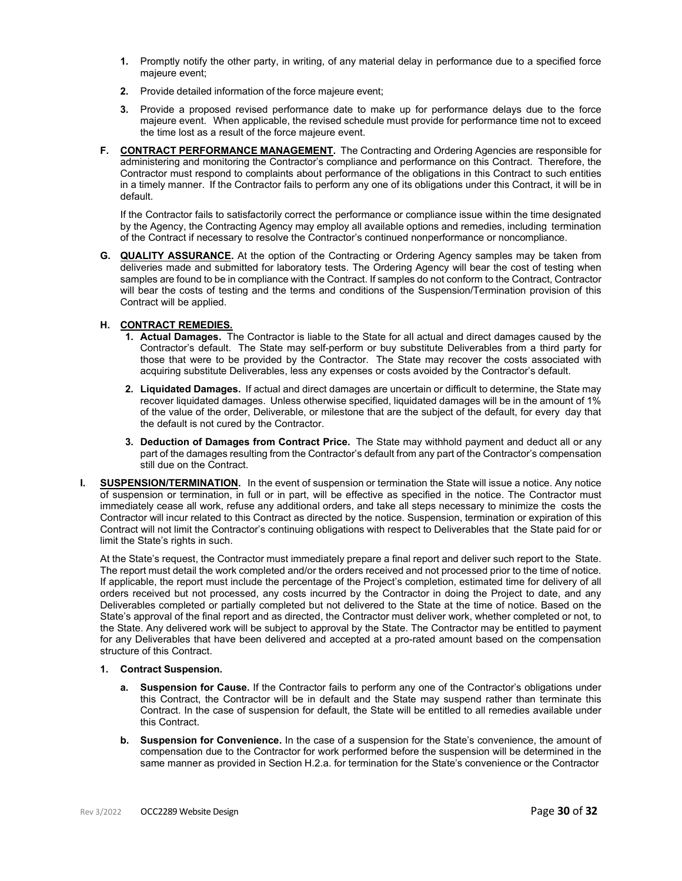1. Promptly notify the other party, in writing, of any material delay in performance due to a specified force majeure event;

2. Provide detailed information of the force majeure event;

3. Provide a proposed revised performance date to make up for performance delays due to the force majeure event. When applicable, the revised schedule must provide for performance time not to exceed the time lost as a result of the force majeure event.

**F. <u>CONTRACT PERFORMANCE MANAGEMENT</u>.** The Contracting and Ordering Agencies are responsible for administering and monitoring the Contractor's compliance and performance on this Contract. Therefore, the Contractor must respond to complaints about performance of the obligations in this Contract to such entities in a timely manner. If the Contractor fails to perform any one of its obligations under this Contract, it will be in default.

If the Contractor fails to satisfactorily correct the performance or compliance issue within the time designated by the Agency, the Contracting Agency may employ all available options and remedies, including termination of the Contract if necessary to resolve the Contractor's continued nonperformance or noncompliance.

**G. <u>QUALITY ASSURANCE</u>.** At the option of the Contracting or Ordering Agency samples may be taken from deliveries made and submitted for laboratory tests. The Ordering Agency will bear the cost of testing when samples are found to be in compliance with the Contract. If samples do not conform to the Contract, Contractor will bear the costs of testing and the terms and conditions of the Suspension/Termination provision of this Contract will be applied.

**H. <u>CONTRACT REMEDIES.</u>**

1. **Actual Damages.** The Contractor is liable to the State for all actual and direct damages caused by the Contractor's default. The State may self-perform or buy substitute Deliverables from a third party for those that were to be provided by the Contractor. The State may recover the costs associated with acquiring substitute Deliverables, less any expenses or costs avoided by the Contractor's default.

2. **Liquidated Damages.** If actual and direct damages are uncertain or difficult to determine, the State may recover liquidated damages. Unless otherwise specified, liquidated damages will be in the amount of 1% of the value of the order, Deliverable, or milestone that are the subject of the default, for every day that the default is not cured by the Contractor.

3. **Deduction of Damages from Contract Price.** The State may withhold payment and deduct all or any part of the damages resulting from the Contractor's default from any part of the Contractor's compensation still due on the Contract.

**I. <u>SUSPENSION/TERMINATION</u>.** In the event of suspension or termination the State will issue a notice. Any notice of suspension or termination, in full or in part, will be effective as specified in the notice. The Contractor must immediately cease all work, refuse any additional orders, and take all steps necessary to minimize the costs the Contractor will incur related to this Contract as directed by the notice. Suspension, termination or expiration of this Contract will not limit the Contractor's continuing obligations with respect to Deliverables that the State paid for or limit the State's rights in such.

At the State's request, the Contractor must immediately prepare a final report and deliver such report to the State. The report must detail the work completed and/or the orders received and not processed prior to the time of notice. If applicable, the report must include the percentage of the Project's completion, estimated time for delivery of all orders received but not processed, any costs incurred by the Contractor in doing the Project to date, and any Deliverables completed or partially completed but not delivered to the State at the time of notice. Based on the State's approval of the final report and as directed, the Contractor must deliver work, whether completed or not, to the State. Any delivered work will be subject to approval by the State. The Contractor may be entitled to payment for any Deliverables that have been delivered and accepted at a pro-rated amount based on the compensation structure of this Contract.

1. **Contract Suspension.**

   a. **Suspension for Cause.** If the Contractor fails to perform any one of the Contractor's obligations under this Contract, the Contractor will be in default and the State may suspend rather than terminate this Contract. In the case of suspension for default, the State will be entitled to all remedies available under this Contract.

   b. **Suspension for Convenience.** In the case of a suspension for the State's convenience, the amount of compensation due to the Contractor for work performed before the suspension will be determined in the same manner as provided in Section H.2.a. for termination for the State's convenience or the Contractor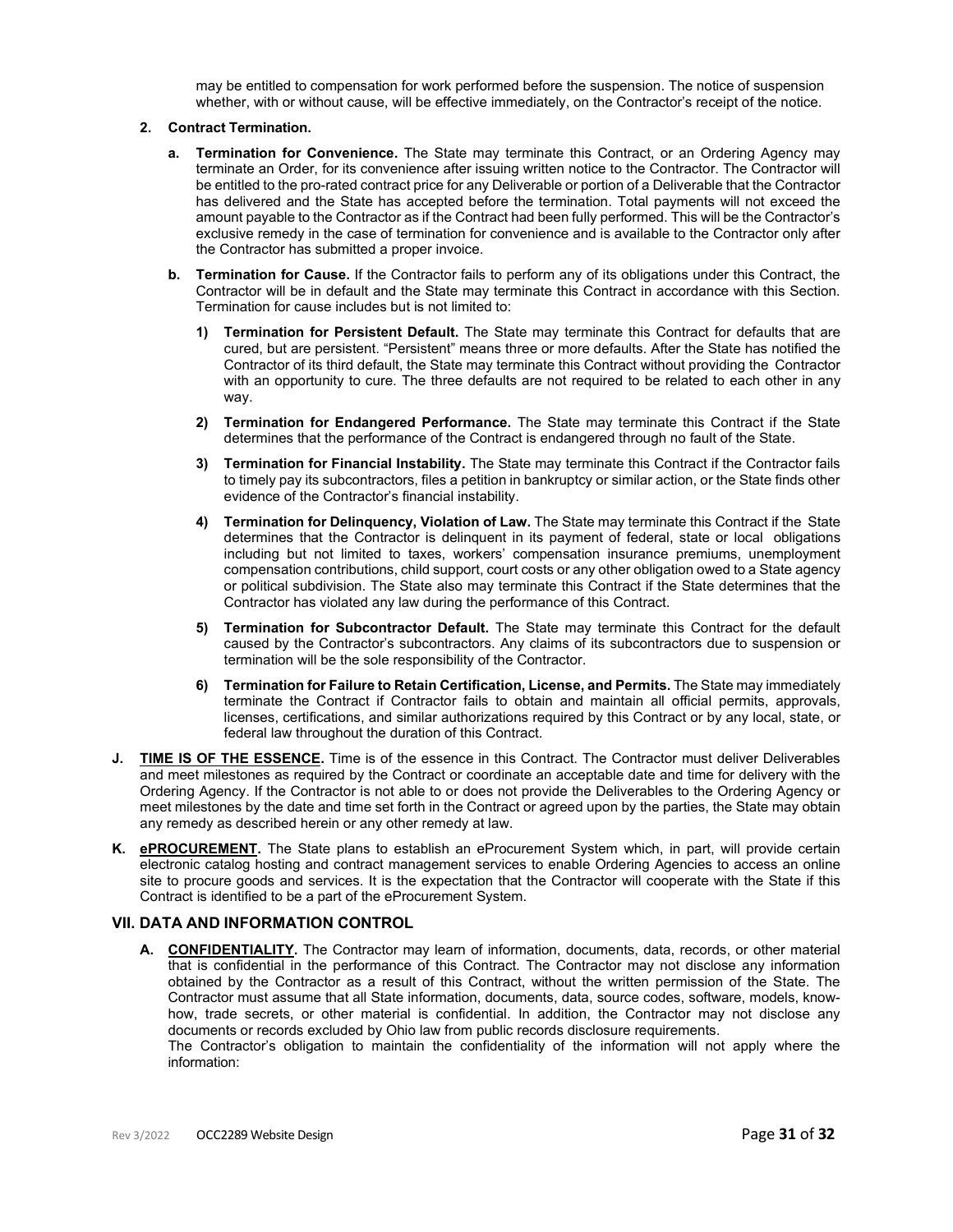may be entitled to compensation for work performed before the suspension. The notice of suspension whether, with or without cause, will be effective immediately, on the Contractor's receipt of the notice.

**2. Contract Termination.**

**a. Termination for Convenience.** The State may terminate this Contract, or an Ordering Agency may terminate an Order, for its convenience after issuing written notice to the Contractor. The Contractor will be entitled to the pro-rated contract price for any Deliverable or portion of a Deliverable that the Contractor has delivered and the State has accepted before the termination. Total payments will not exceed the amount payable to the Contractor as if the Contract had been fully performed. This will be the Contractor's exclusive remedy in the case of termination for convenience and is available to the Contractor only after the Contractor has submitted a proper invoice.

**b. Termination for Cause.** If the Contractor fails to perform any of its obligations under this Contract, the Contractor will be in default and the State may terminate this Contract in accordance with this Section. Termination for cause includes but is not limited to:

**1) Termination for Persistent Default.** The State may terminate this Contract for defaults that are cured, but are persistent. "Persistent" means three or more defaults. After the State has notified the Contractor of its third default, the State may terminate this Contract without providing the Contractor with an opportunity to cure. The three defaults are not required to be related to each other in any way.

**2) Termination for Endangered Performance.** The State may terminate this Contract if the State determines that the performance of the Contract is endangered through no fault of the State.

**3) Termination for Financial Instability.** The State may terminate this Contract if the Contractor fails to timely pay its subcontractors, files a petition in bankruptcy or similar action, or the State finds other evidence of the Contractor's financial instability.

**4) Termination for Delinquency, Violation of Law.** The State may terminate this Contract if the State determines that the Contractor is delinquent in its payment of federal, state or local obligations including but not limited to taxes, workers' compensation insurance premiums, unemployment compensation contributions, child support, court costs or any other obligation owed to a State agency or political subdivision. The State also may terminate this Contract if the State determines that the Contractor has violated any law during the performance of this Contract.

**5) Termination for Subcontractor Default.** The State may terminate this Contract for the default caused by the Contractor's subcontractors. Any claims of its subcontractors due to suspension or termination will be the sole responsibility of the Contractor.

**6) Termination for Failure to Retain Certification, License, and Permits.** The State may immediately terminate the Contract if Contractor fails to obtain and maintain all official permits, approvals, licenses, certifications, and similar authorizations required by this Contract or by any local, state, or federal law throughout the duration of this Contract.

**J. <u>TIME IS OF THE ESSENCE</u>.** Time is of the essence in this Contract. The Contractor must deliver Deliverables and meet milestones as required by the Contract or coordinate an acceptable date and time for delivery with the Ordering Agency. If the Contractor is not able to or does not provide the Deliverables to the Ordering Agency or meet milestones by the date and time set forth in the Contract or agreed upon by the parties, the State may obtain any remedy as described herein or any other remedy at law.

**K. <u>ePROCUREMENT</u>.** The State plans to establish an eProcurement System which, in part, will provide certain electronic catalog hosting and contract management services to enable Ordering Agencies to access an online site to procure goods and services. It is the expectation that the Contractor will cooperate with the State if this Contract is identified to be a part of the eProcurement System.

## VII. DATA AND INFORMATION CONTROL

**A. <u>CONFIDENTIALITY</u>.** The Contractor may learn of information, documents, data, records, or other material that is confidential in the performance of this Contract. The Contractor may not disclose any information obtained by the Contractor as a result of this Contract, without the written permission of the State. The Contractor must assume that all State information, documents, data, source codes, software, models, know-how, trade secrets, or other material is confidential. In addition, the Contractor may not disclose any documents or records excluded by Ohio law from public records disclosure requirements.
The Contractor's obligation to maintain the confidentiality of the information will not apply where the information: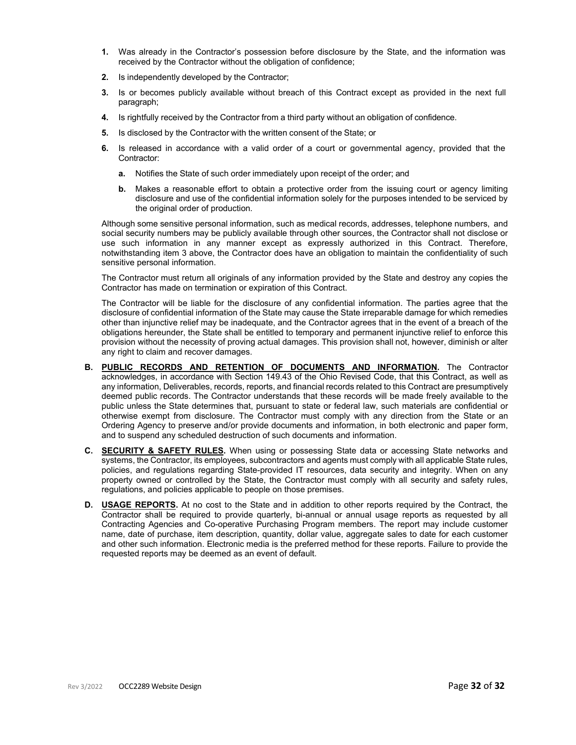1. Was already in the Contractor's possession before disclosure by the State, and the information was received by the Contractor without the obligation of confidence;
2. Is independently developed by the Contractor;
3. Is or becomes publicly available without breach of this Contract except as provided in the next full paragraph;
4. Is rightfully received by the Contractor from a third party without an obligation of confidence.
5. Is disclosed by the Contractor with the written consent of the State; or
6. Is released in accordance with a valid order of a court or governmental agency, provided that the Contractor:
   a. Notifies the State of such order immediately upon receipt of the order; and
   b. Makes a reasonable effort to obtain a protective order from the issuing court or agency limiting disclosure and use of the confidential information solely for the purposes intended to be serviced by the original order of production.

Although some sensitive personal information, such as medical records, addresses, telephone numbers, and social security numbers may be publicly available through other sources, the Contractor shall not disclose or use such information in any manner except as expressly authorized in this Contract. Therefore, notwithstanding item 3 above, the Contractor does have an obligation to maintain the confidentiality of such sensitive personal information.

The Contractor must return all originals of any information provided by the State and destroy any copies the Contractor has made on termination or expiration of this Contract.

The Contractor will be liable for the disclosure of any confidential information. The parties agree that the disclosure of confidential information of the State may cause the State irreparable damage for which remedies other than injunctive relief may be inadequate, and the Contractor agrees that in the event of a breach of the obligations hereunder, the State shall be entitled to temporary and permanent injunctive relief to enforce this provision without the necessity of proving actual damages. This provision shall not, however, diminish or alter any right to claim and recover damages.

**B. PUBLIC RECORDS AND RETENTION OF DOCUMENTS AND INFORMATION.** The Contractor acknowledges, in accordance with Section 149.43 of the Ohio Revised Code, that this Contract, as well as any information, Deliverables, records, reports, and financial records related to this Contract are presumptively deemed public records. The Contractor understands that these records will be made freely available to the public unless the State determines that, pursuant to state or federal law, such materials are confidential or otherwise exempt from disclosure. The Contractor must comply with any direction from the State or an Ordering Agency to preserve and/or provide documents and information, in both electronic and paper form, and to suspend any scheduled destruction of such documents and information.

**C. SECURITY & SAFETY RULES.** When using or possessing State data or accessing State networks and systems, the Contractor, its employees, subcontractors and agents must comply with all applicable State rules, policies, and regulations regarding State-provided IT resources, data security and integrity. When on any property owned or controlled by the State, the Contractor must comply with all security and safety rules, regulations, and policies applicable to people on those premises.

**D. USAGE REPORTS.** At no cost to the State and in addition to other reports required by the Contract, the Contractor shall be required to provide quarterly, bi-annual or annual usage reports as requested by all Contracting Agencies and Co-operative Purchasing Program members. The report may include customer name, date of purchase, item description, quantity, dollar value, aggregate sales to date for each customer and other such information. Electronic media is the preferred method for these reports. Failure to provide the requested reports may be deemed as an event of default.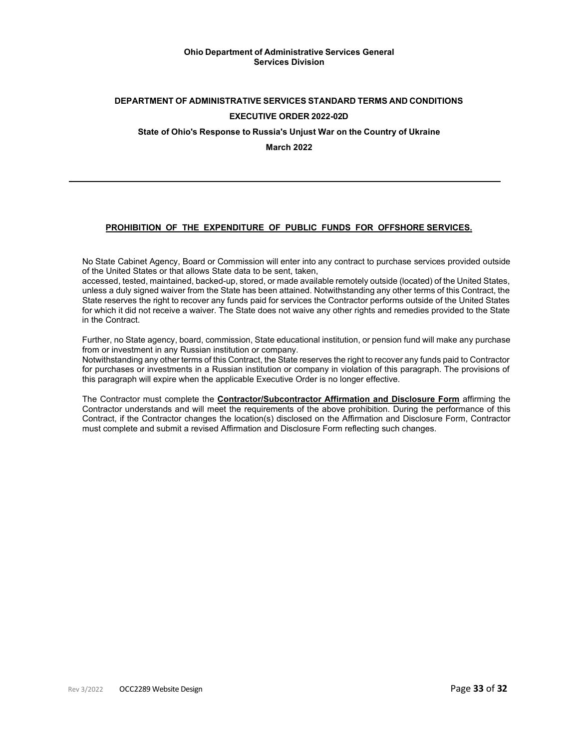**Ohio Department of Administrative Services General Services Division**

**DEPARTMENT OF ADMINISTRATIVE SERVICES STANDARD TERMS AND CONDITIONS**

**EXECUTIVE ORDER 2022-02D**

**State of Ohio's Response to Russia's Unjust War on the Country of Ukraine**

**March 2022**

---

**PROHIBITION OF THE EXPENDITURE OF PUBLIC FUNDS FOR OFFSHORE SERVICES.**

No State Cabinet Agency, Board or Commission will enter into any contract to purchase services provided outside of the United States or that allows State data to be sent, taken, accessed, tested, maintained, backed-up, stored, or made available remotely outside (located) of the United States, unless a duly signed waiver from the State has been attained. Notwithstanding any other terms of this Contract, the State reserves the right to recover any funds paid for services the Contractor performs outside of the United States for which it did not receive a waiver. The State does not waive any other rights and remedies provided to the State in the Contract.

Further, no State agency, board, commission, State educational institution, or pension fund will make any purchase from or investment in any Russian institution or company.
Notwithstanding any other terms of this Contract, the State reserves the right to recover any funds paid to Contractor for purchases or investments in a Russian institution or company in violation of this paragraph. The provisions of this paragraph will expire when the applicable Executive Order is no longer effective.

The Contractor must complete the **Contractor/Subcontractor Affirmation and Disclosure Form** affirming the Contractor understands and will meet the requirements of the above prohibition. During the performance of this Contract, if the Contractor changes the location(s) disclosed on the Affirmation and Disclosure Form, Contractor must complete and submit a revised Affirmation and Disclosure Form reflecting such changes.